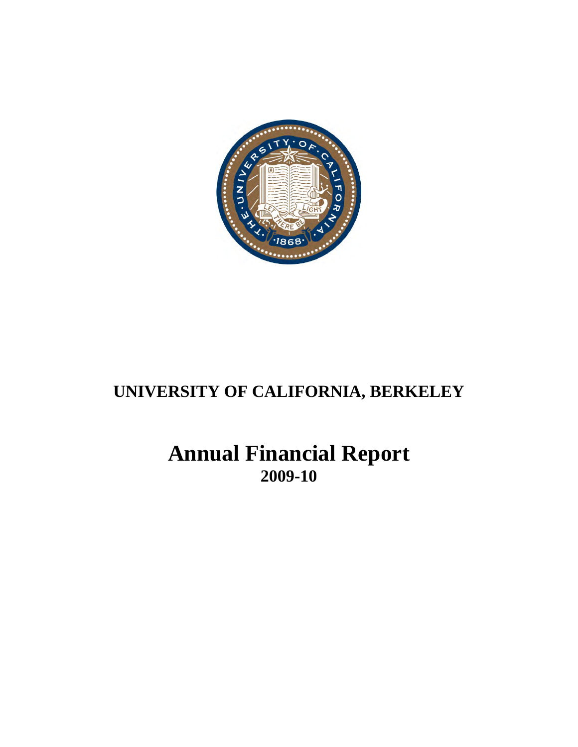# UNIVERSITY OF CALIFORNIA, BERKELEY

# Annual Financial Report

## 2009-10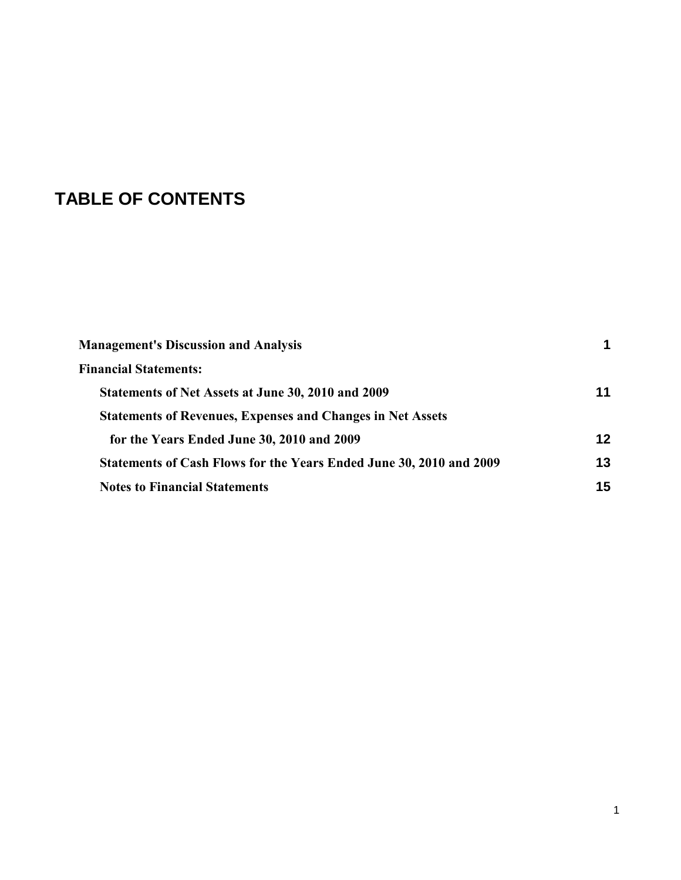# TABLE OF CONTENTS

| | |
|---|---|
| **Management's Discussion and Analysis** | **1** |
| **Financial Statements:** | |
| **Statements of Net Assets at June 30, 2010 and 2009** | **11** |
| **Statements of Revenues, Expenses and Changes in Net Assets for the Years Ended June 30, 2010 and 2009** | **12** |
| **Statements of Cash Flows for the Years Ended June 30, 2010 and 2009** | **13** |
| **Notes to Financial Statements** | **15** |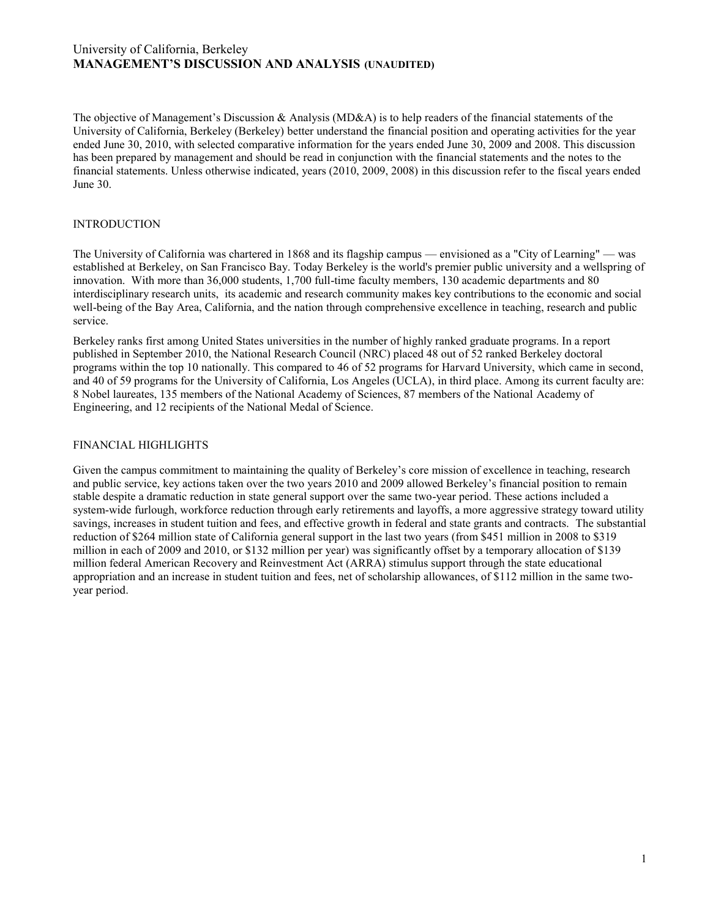The objective of Management's Discussion & Analysis (MD&A) is to help readers of the financial statements of the University of California, Berkeley (Berkeley) better understand the financial position and operating activities for the year ended June 30, 2010, with selected comparative information for the years ended June 30, 2009 and 2008. This discussion has been prepared by management and should be read in conjunction with the financial statements and the notes to the financial statements. Unless otherwise indicated, years (2010, 2009, 2008) in this discussion refer to the fiscal years ended June 30.

## INTRODUCTION

The University of California was chartered in 1868 and its flagship campus — envisioned as a "City of Learning" — was established at Berkeley, on San Francisco Bay. Today Berkeley is the world's premier public university and a wellspring of innovation. With more than 36,000 students, 1,700 full-time faculty members, 130 academic departments and 80 interdisciplinary research units, its academic and research community makes key contributions to the economic and social well-being of the Bay Area, California, and the nation through comprehensive excellence in teaching, research and public service.

Berkeley ranks first among United States universities in the number of highly ranked graduate programs. In a report published in September 2010, the National Research Council (NRC) placed 48 out of 52 ranked Berkeley doctoral programs within the top 10 nationally. This compared to 46 of 52 programs for Harvard University, which came in second, and 40 of 59 programs for the University of California, Los Angeles (UCLA), in third place. Among its current faculty are: 8 Nobel laureates, 135 members of the National Academy of Sciences, 87 members of the National Academy of Engineering, and 12 recipients of the National Medal of Science.

## FINANCIAL HIGHLIGHTS

Given the campus commitment to maintaining the quality of Berkeley's core mission of excellence in teaching, research and public service, key actions taken over the two years 2010 and 2009 allowed Berkeley's financial position to remain stable despite a dramatic reduction in state general support over the same two-year period. These actions included a system-wide furlough, workforce reduction through early retirements and layoffs, a more aggressive strategy toward utility savings, increases in student tuition and fees, and effective growth in federal and state grants and contracts. The substantial reduction of $264 million state of California general support in the last two years (from $451 million in 2008 to $319 million in each of 2009 and 2010, or $132 million per year) was significantly offset by a temporary allocation of $139 million federal American Recovery and Reinvestment Act (ARRA) stimulus support through the state educational appropriation and an increase in student tuition and fees, net of scholarship allowances, of $112 million in the same two-year period.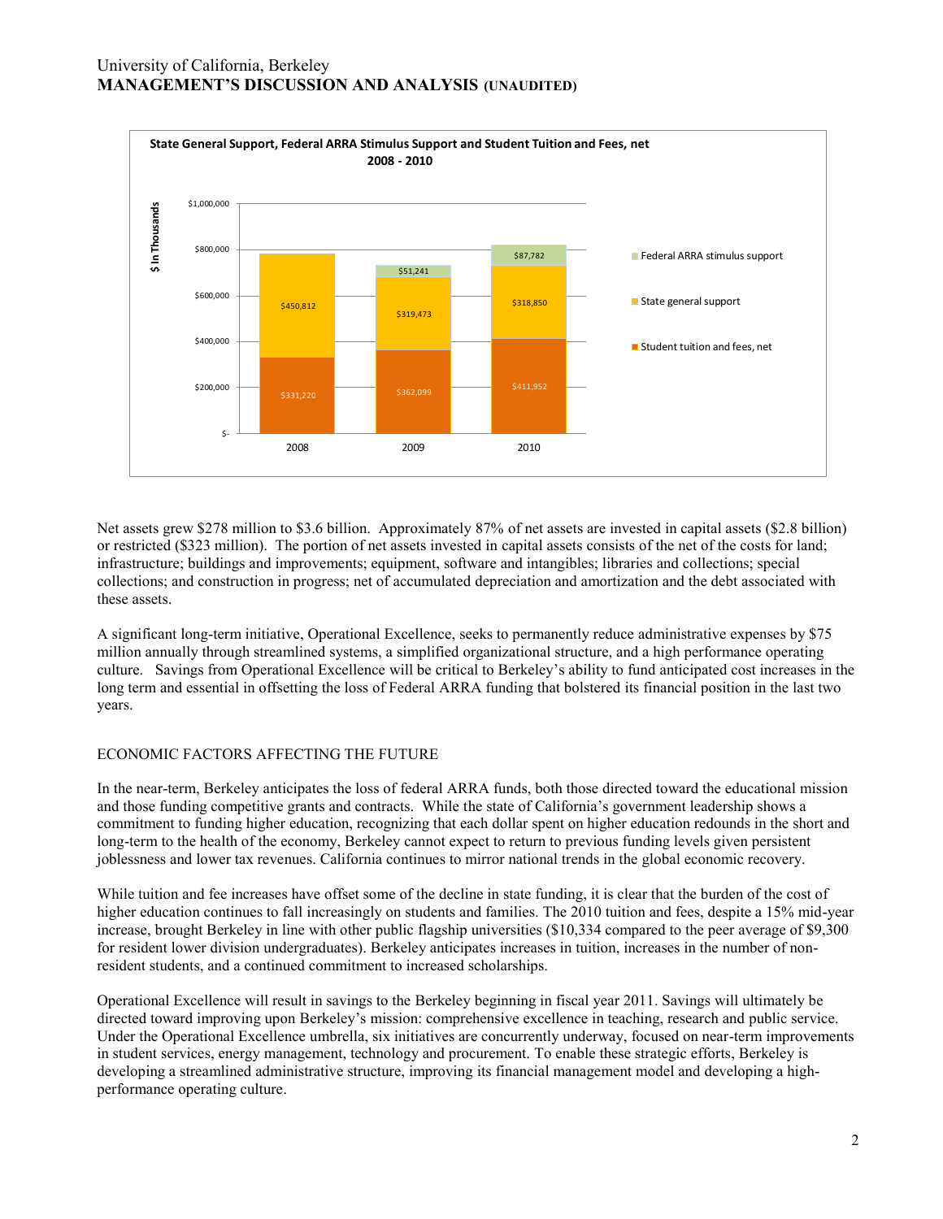**State General Support, Federal ARRA Stimulus Support and Student Tuition and Fees, net 2008 - 2010**

($ In Thousands)

| | 2008 | 2009 | 2010 |
|---|---|---|---|
| Federal ARRA stimulus support | | $51,241 | $87,782 |
| State general support | $450,812 | $319,473 | $318,850 |
| Student tuition and fees, net | $331,220 | $362,099 | $411,952 |

Net assets grew $278 million to $3.6 billion. Approximately 87% of net assets are invested in capital assets ($2.8 billion) or restricted ($323 million). The portion of net assets invested in capital assets consists of the net of the costs for land; infrastructure; buildings and improvements; equipment, software and intangibles; libraries and collections; special collections; and construction in progress; net of accumulated depreciation and amortization and the debt associated with these assets.

A significant long-term initiative, Operational Excellence, seeks to permanently reduce administrative expenses by $75 million annually through streamlined systems, a simplified organizational structure, and a high performance operating culture. Savings from Operational Excellence will be critical to Berkeley's ability to fund anticipated cost increases in the long term and essential in offsetting the loss of Federal ARRA funding that bolstered its financial position in the last two years.

## ECONOMIC FACTORS AFFECTING THE FUTURE

In the near-term, Berkeley anticipates the loss of federal ARRA funds, both those directed toward the educational mission and those funding competitive grants and contracts. While the state of California's government leadership shows a commitment to funding higher education, recognizing that each dollar spent on higher education redounds in the short and long-term to the health of the economy, Berkeley cannot expect to return to previous funding levels given persistent joblessness and lower tax revenues. California continues to mirror national trends in the global economic recovery.

While tuition and fee increases have offset some of the decline in state funding, it is clear that the burden of the cost of higher education continues to fall increasingly on students and families. The 2010 tuition and fees, despite a 15% mid-year increase, brought Berkeley in line with other public flagship universities ($10,334 compared to the peer average of $9,300 for resident lower division undergraduates). Berkeley anticipates increases in tuition, increases in the number of non-resident students, and a continued commitment to increased scholarships.

Operational Excellence will result in savings to the Berkeley beginning in fiscal year 2011. Savings will ultimately be directed toward improving upon Berkeley's mission: comprehensive excellence in teaching, research and public service. Under the Operational Excellence umbrella, six initiatives are concurrently underway, focused on near-term improvements in student services, energy management, technology and procurement. To enable these strategic efforts, Berkeley is developing a streamlined administrative structure, improving its financial management model and developing a high-performance operating culture.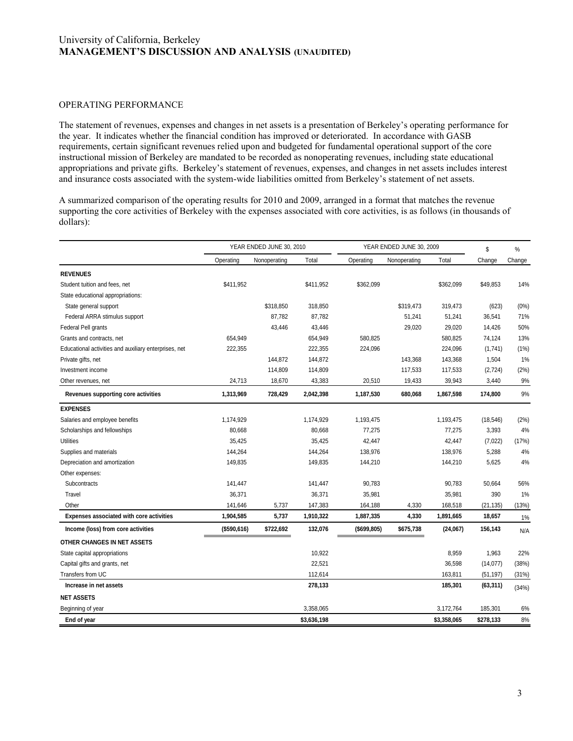## OPERATING PERFORMANCE

The statement of revenues, expenses and changes in net assets is a presentation of Berkeley's operating performance for the year. It indicates whether the financial condition has improved or deteriorated. In accordance with GASB requirements, certain significant revenues relied upon and budgeted for fundamental operational support of the core instructional mission of Berkeley are mandated to be recorded as nonoperating revenues, including state educational appropriations and private gifts. Berkeley's statement of revenues, expenses, and changes in net assets includes interest and insurance costs associated with the system-wide liabilities omitted from Berkeley's statement of net assets.

A summarized comparison of the operating results for 2010 and 2009, arranged in a format that matches the revenue supporting the core activities of Berkeley with the expenses associated with core activities, is as follows (in thousands of dollars):

| | YEAR ENDED JUNE 30, 2010 | | | YEAR ENDED JUNE 30, 2009 | | | $ | % |
|---|---|---|---|---|---|---|---|---|
| | Operating | Nonoperating | Total | Operating | Nonoperating | Total | Change | Change |
| **REVENUES** | | | | | | | | |
| Student tuition and fees, net | $411,952 | | $411,952 | $362,099 | | $362,099 | $49,853 | 14% |
| State educational appropriations: | | | | | | | | |
| State general support | | $318,850 | 318,850 | | $319,473 | 319,473 | (623) | (0%) |
| Federal ARRA stimulus support | | 87,782 | 87,782 | | 51,241 | 51,241 | 36,541 | 71% |
| Federal Pell grants | | 43,446 | 43,446 | | 29,020 | 29,020 | 14,426 | 50% |
| Grants and contracts, net | 654,949 | | 654,949 | 580,825 | | 580,825 | 74,124 | 13% |
| Educational activities and auxiliary enterprises, net | 222,355 | | 222,355 | 224,096 | | 224,096 | (1,741) | (1%) |
| Private gifts, net | | 144,872 | 144,872 | | 143,368 | 143,368 | 1,504 | 1% |
| Investment income | | 114,809 | 114,809 | | 117,533 | 117,533 | (2,724) | (2%) |
| Other revenues, net | 24,713 | 18,670 | 43,383 | 20,510 | 19,433 | 39,943 | 3,440 | 9% |
| **Revenues supporting core activities** | **1,313,969** | **728,429** | **2,042,398** | **1,187,530** | **680,068** | **1,867,598** | **174,800** | 9% |
| **EXPENSES** | | | | | | | | |
| Salaries and employee benefits | 1,174,929 | | 1,174,929 | 1,193,475 | | 1,193,475 | (18,546) | (2%) |
| Scholarships and fellowships | 80,668 | | 80,668 | 77,275 | | 77,275 | 3,393 | 4% |
| Utilities | 35,425 | | 35,425 | 42,447 | | 42,447 | (7,022) | (17%) |
| Supplies and materials | 144,264 | | 144,264 | 138,976 | | 138,976 | 5,288 | 4% |
| Depreciation and amortization | 149,835 | | 149,835 | 144,210 | | 144,210 | 5,625 | 4% |
| Other expenses: | | | | | | | | |
| Subcontracts | 141,447 | | 141,447 | 90,783 | | 90,783 | 50,664 | 56% |
| Travel | 36,371 | | 36,371 | 35,981 | | 35,981 | 390 | 1% |
| Other | 141,646 | 5,737 | 147,383 | 164,188 | 4,330 | 168,518 | (21,135) | (13%) |
| **Expenses associated with core activities** | **1,904,585** | **5,737** | **1,910,322** | **1,887,335** | **4,330** | **1,891,665** | **18,657** | 1% |
| **Income (loss) from core activities** | **($590,616)** | **$722,692** | **132,076** | **($699,805)** | **$675,738** | **(24,067)** | **156,143** | N/A |
| **OTHER CHANGES IN NET ASSETS** | | | | | | | | |
| State capital appropriations | | | 10,922 | | | 8,959 | 1,963 | 22% |
| Capital gifts and grants, net | | | 22,521 | | | 36,598 | (14,077) | (38%) |
| Transfers from UC | | | 112,614 | | | 163,811 | (51,197) | (31%) |
| **Increase in net assets** | | | **278,133** | | | **185,301** | **(63,311)** | (34%) |
| **NET ASSETS** | | | | | | | | |
| Beginning of year | | | 3,358,065 | | | 3,172,764 | 185,301 | 6% |
| **End of year** | | | **$3,636,198** | | | **$3,358,065** | **$278,133** | 8% |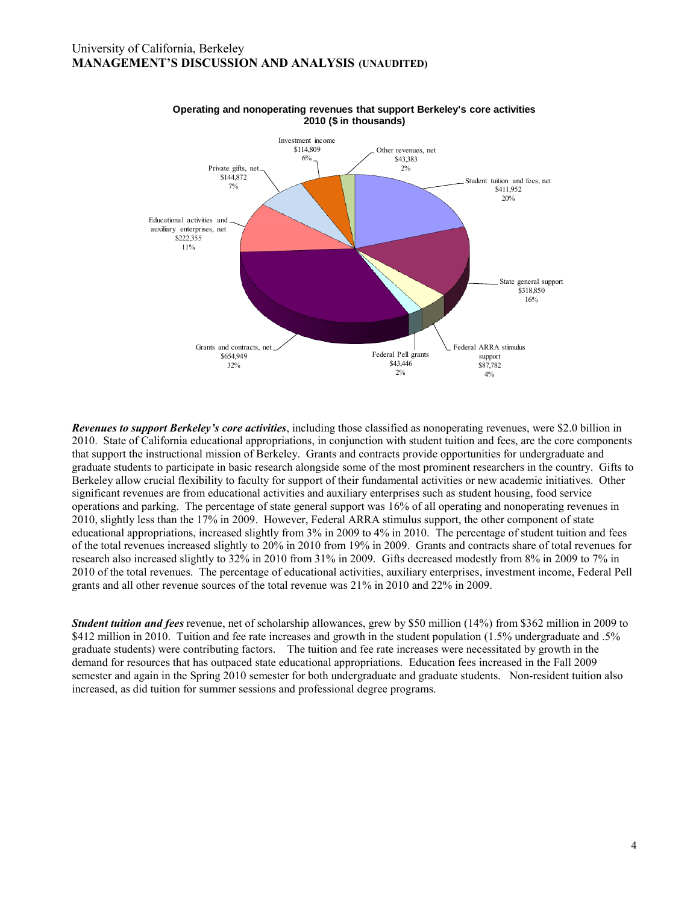**Operating and nonoperating revenues that support Berkeley's core activities 2010 ($ in thousands)**

| Category | Amount | Percentage |
|---|---|---|
| Student tuition and fees, net | $411,952 | 20% |
| State general support | $318,850 | 16% |
| Federal ARRA stimulus support | $87,782 | 4% |
| Federal Pell grants | $43,446 | 2% |
| Grants and contracts, net | $654,949 | 32% |
| Educational activities and auxiliary enterprises, net | $222,355 | 11% |
| Private gifts, net | $144,872 | 7% |
| Investment income | $114,809 | 6% |
| Other revenues, net | $43,383 | 2% |

***Revenues to support Berkeley's core activities***, including those classified as nonoperating revenues, were $2.0 billion in 2010. State of California educational appropriations, in conjunction with student tuition and fees, are the core components that support the instructional mission of Berkeley. Grants and contracts provide opportunities for undergraduate and graduate students to participate in basic research alongside some of the most prominent researchers in the country. Gifts to Berkeley allow crucial flexibility to faculty for support of their fundamental activities or new academic initiatives. Other significant revenues are from educational activities and auxiliary enterprises such as student housing, food service operations and parking. The percentage of state general support was 16% of all operating and nonoperating revenues in 2010, slightly less than the 17% in 2009. However, Federal ARRA stimulus support, the other component of state educational appropriations, increased slightly from 3% in 2009 to 4% in 2010. The percentage of student tuition and fees of the total revenues increased slightly to 20% in 2010 from 19% in 2009. Grants and contracts share of total revenues for research also increased slightly to 32% in 2010 from 31% in 2009. Gifts decreased modestly from 8% in 2009 to 7% in 2010 of the total revenues. The percentage of educational activities, auxiliary enterprises, investment income, Federal Pell grants and all other revenue sources of the total revenue was 21% in 2010 and 22% in 2009.

***Student tuition and fees*** revenue, net of scholarship allowances, grew by $50 million (14%) from $362 million in 2009 to $412 million in 2010. Tuition and fee rate increases and growth in the student population (1.5% undergraduate and .5% graduate students) were contributing factors. The tuition and fee rate increases were necessitated by growth in the demand for resources that has outpaced state educational appropriations. Education fees increased in the Fall 2009 semester and again in the Spring 2010 semester for both undergraduate and graduate students. Non-resident tuition also increased, as did tuition for summer sessions and professional degree programs.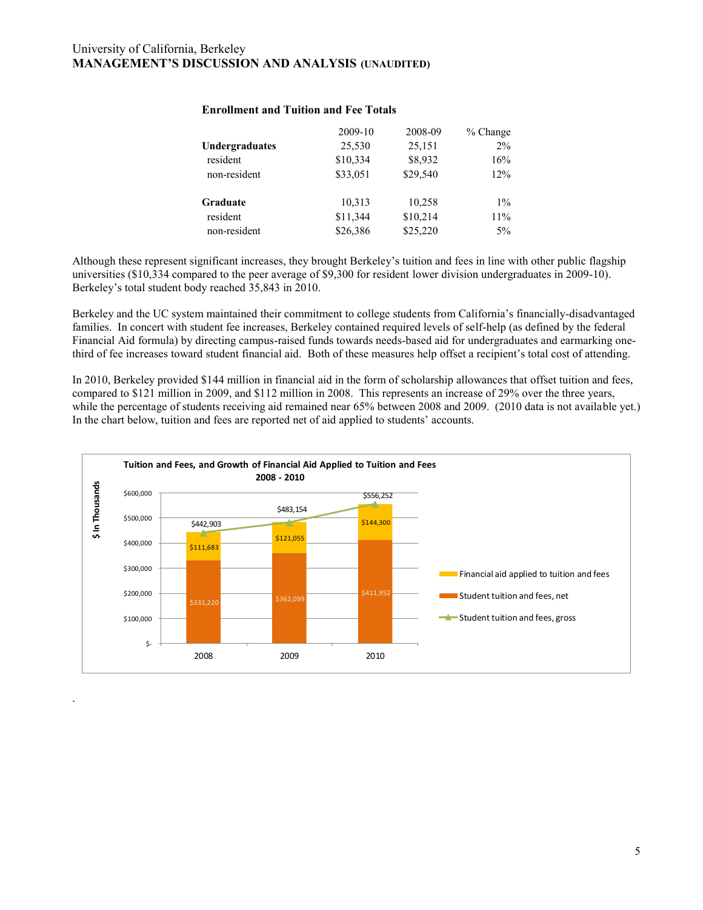**Enrollment and Tuition and Fee Totals**

| | 2009-10 | 2008-09 | % Change |
|---|---|---|---|
| **Undergraduates** | 25,530 | 25,151 | 2% |
| resident | $10,334 | $8,932 | 16% |
| non-resident | $33,051 | $29,540 | 12% |
| | | | |
| **Graduate** | 10,313 | 10,258 | 1% |
| resident | $11,344 | $10,214 | 11% |
| non-resident | $26,386 | $25,220 | 5% |

Although these represent significant increases, they brought Berkeley's tuition and fees in line with other public flagship universities ($10,334 compared to the peer average of $9,300 for resident lower division undergraduates in 2009-10). Berkeley's total student body reached 35,843 in 2010.

Berkeley and the UC system maintained their commitment to college students from California's financially-disadvantaged families. In concert with student fee increases, Berkeley contained required levels of self-help (as defined by the federal Financial Aid formula) by directing campus-raised funds towards needs-based aid for undergraduates and earmarking one-third of fee increases toward student financial aid. Both of these measures help offset a recipient's total cost of attending.

In 2010, Berkeley provided $144 million in financial aid in the form of scholarship allowances that offset tuition and fees, compared to $121 million in 2009, and $112 million in 2008. This represents an increase of 29% over the three years, while the percentage of students receiving aid remained near 65% between 2008 and 2009. (2010 data is not available yet.) In the chart below, tuition and fees are reported net of aid applied to students' accounts.

**Tuition and Fees, and Growth of Financial Aid Applied to Tuition and Fees 2008 - 2010**

($ In Thousands)

| | 2008 | 2009 | 2010 |
|---|---|---|---|
| Financial aid applied to tuition and fees | $111,683 | $121,055 | $144,300 |
| Student tuition and fees, net | $331,220 | $362,099 | $411,952 |
| Student tuition and fees, gross | $442,903 | $483,154 | $556,252 |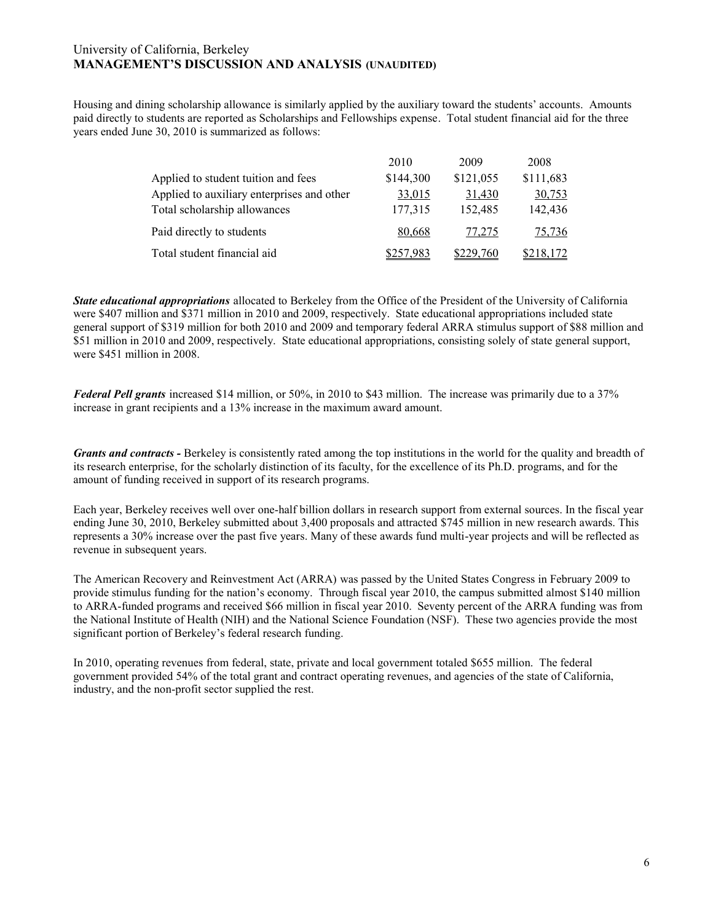Housing and dining scholarship allowance is similarly applied by the auxiliary toward the students' accounts. Amounts paid directly to students are reported as Scholarships and Fellowships expense. Total student financial aid for the three years ended June 30, 2010 is summarized as follows:

| | 2010 | 2009 | 2008 |
|---|---|---|---|
| Applied to student tuition and fees | $144,300 | $121,055 | $111,683 |
| Applied to auxiliary enterprises and other | 33,015 | 31,430 | 30,753 |
| Total scholarship allowances | 177,315 | 152,485 | 142,436 |
| Paid directly to students | 80,668 | 77,275 | 75,736 |
| Total student financial aid | $257,983 | $229,760 | $218,172 |

***State educational appropriations*** allocated to Berkeley from the Office of the President of the University of California were $407 million and $371 million in 2010 and 2009, respectively. State educational appropriations included state general support of $319 million for both 2010 and 2009 and temporary federal ARRA stimulus support of $88 million and $51 million in 2010 and 2009, respectively. State educational appropriations, consisting solely of state general support, were $451 million in 2008.

***Federal Pell grants*** increased $14 million, or 50%, in 2010 to $43 million. The increase was primarily due to a 37% increase in grant recipients and a 13% increase in the maximum award amount.

***Grants and contracts -*** Berkeley is consistently rated among the top institutions in the world for the quality and breadth of its research enterprise, for the scholarly distinction of its faculty, for the excellence of its Ph.D. programs, and for the amount of funding received in support of its research programs.

Each year, Berkeley receives well over one-half billion dollars in research support from external sources. In the fiscal year ending June 30, 2010, Berkeley submitted about 3,400 proposals and attracted $745 million in new research awards. This represents a 30% increase over the past five years. Many of these awards fund multi-year projects and will be reflected as revenue in subsequent years.

The American Recovery and Reinvestment Act (ARRA) was passed by the United States Congress in February 2009 to provide stimulus funding for the nation's economy. Through fiscal year 2010, the campus submitted almost $140 million to ARRA-funded programs and received $66 million in fiscal year 2010. Seventy percent of the ARRA funding was from the National Institute of Health (NIH) and the National Science Foundation (NSF). These two agencies provide the most significant portion of Berkeley's federal research funding.

In 2010, operating revenues from federal, state, private and local government totaled $655 million. The federal government provided 54% of the total grant and contract operating revenues, and agencies of the state of California, industry, and the non-profit sector supplied the rest.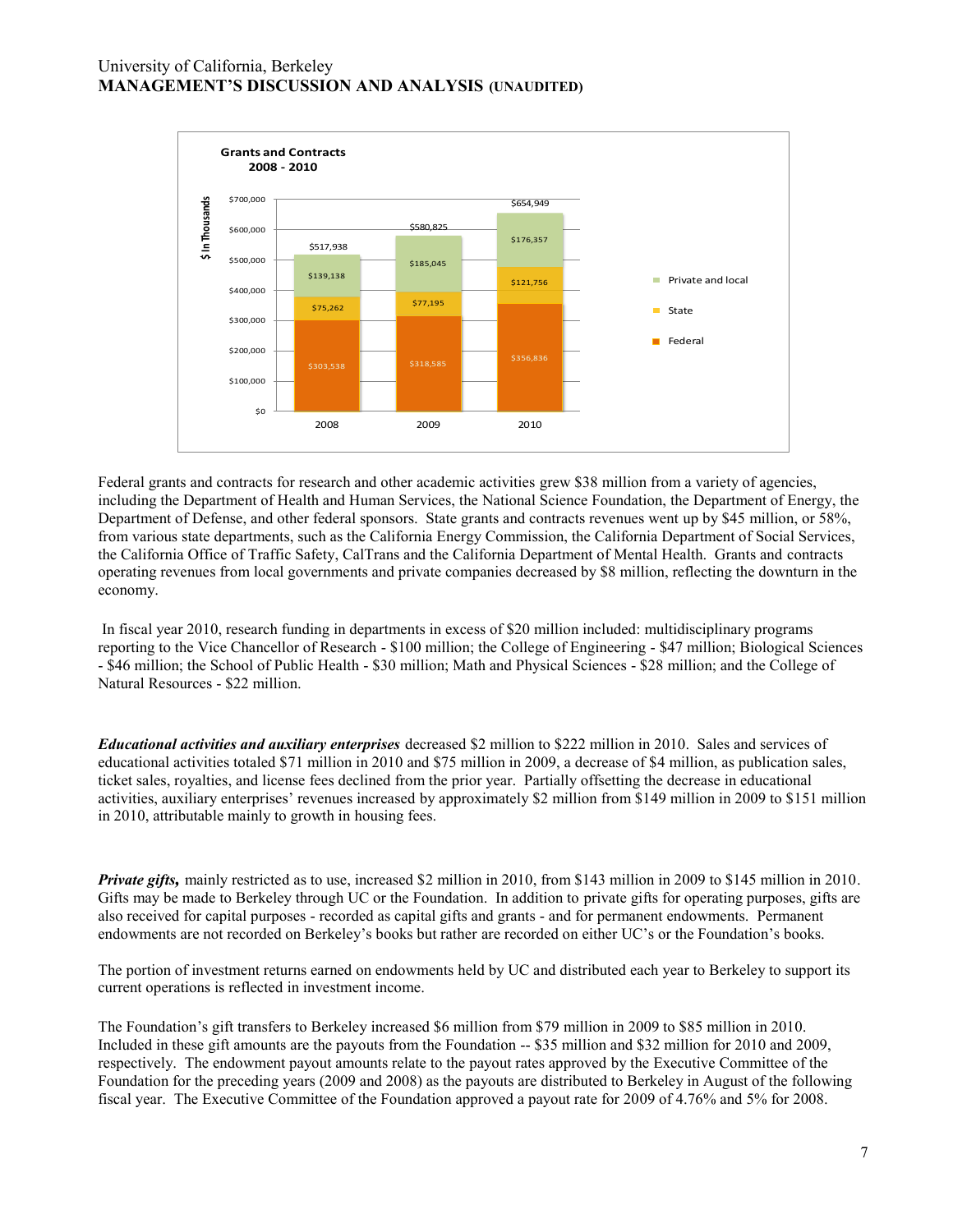**Grants and Contracts 2008 - 2010**

($ In Thousands)

| | 2008 | 2009 | 2010 |
|---|---|---|---|
| Private and local | $139,138 | $185,045 | $176,357 |
| State | $75,262 | $77,195 | $121,756 |
| Federal | $303,538 | $318,585 | $356,836 |
| Total | $517,938 | $580,825 | $654,949 |

Federal grants and contracts for research and other academic activities grew $38 million from a variety of agencies, including the Department of Health and Human Services, the National Science Foundation, the Department of Energy, the Department of Defense, and other federal sponsors. State grants and contracts revenues went up by $45 million, or 58%, from various state departments, such as the California Energy Commission, the California Department of Social Services, the California Office of Traffic Safety, CalTrans and the California Department of Mental Health. Grants and contracts operating revenues from local governments and private companies decreased by $8 million, reflecting the downturn in the economy.

In fiscal year 2010, research funding in departments in excess of $20 million included: multidisciplinary programs reporting to the Vice Chancellor of Research - $100 million; the College of Engineering - $47 million; Biological Sciences - $46 million; the School of Public Health - $30 million; Math and Physical Sciences - $28 million; and the College of Natural Resources - $22 million.

***Educational activities and auxiliary enterprises*** decreased $2 million to $222 million in 2010. Sales and services of educational activities totaled $71 million in 2010 and $75 million in 2009, a decrease of $4 million, as publication sales, ticket sales, royalties, and license fees declined from the prior year. Partially offsetting the decrease in educational activities, auxiliary enterprises' revenues increased by approximately $2 million from $149 million in 2009 to $151 million in 2010, attributable mainly to growth in housing fees.

***Private gifts,*** mainly restricted as to use, increased $2 million in 2010, from $143 million in 2009 to $145 million in 2010. Gifts may be made to Berkeley through UC or the Foundation. In addition to private gifts for operating purposes, gifts are also received for capital purposes - recorded as capital gifts and grants - and for permanent endowments. Permanent endowments are not recorded on Berkeley's books but rather are recorded on either UC's or the Foundation's books.

The portion of investment returns earned on endowments held by UC and distributed each year to Berkeley to support its current operations is reflected in investment income.

The Foundation's gift transfers to Berkeley increased $6 million from $79 million in 2009 to $85 million in 2010. Included in these gift amounts are the payouts from the Foundation -- $35 million and $32 million for 2010 and 2009, respectively. The endowment payout amounts relate to the payout rates approved by the Executive Committee of the Foundation for the preceding years (2009 and 2008) as the payouts are distributed to Berkeley in August of the following fiscal year. The Executive Committee of the Foundation approved a payout rate for 2009 of 4.76% and 5% for 2008.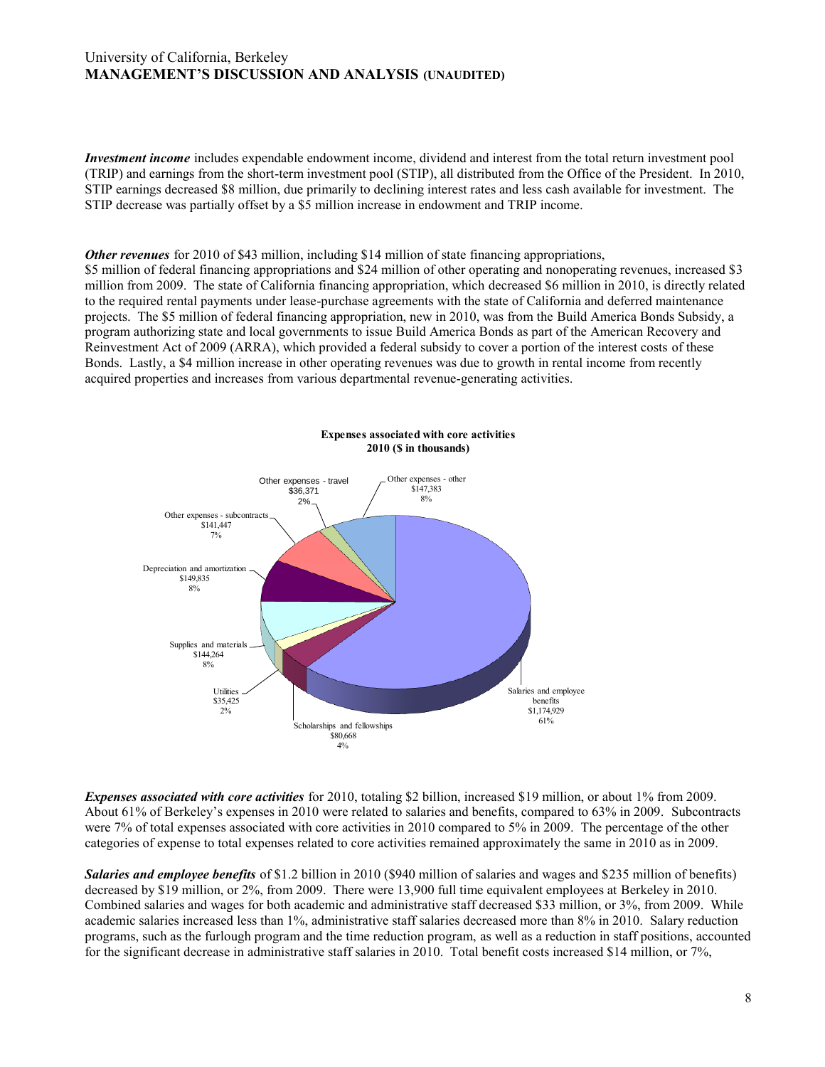*Investment income* includes expendable endowment income, dividend and interest from the total return investment pool (TRIP) and earnings from the short-term investment pool (STIP), all distributed from the Office of the President. In 2010, STIP earnings decreased $8 million, due primarily to declining interest rates and less cash available for investment. The STIP decrease was partially offset by a $5 million increase in endowment and TRIP income.

*Other revenues* for 2010 of $43 million, including $14 million of state financing appropriations, $5 million of federal financing appropriations and $24 million of other operating and nonoperating revenues, increased $3 million from 2009. The state of California financing appropriation, which decreased $6 million in 2010, is directly related to the required rental payments under lease-purchase agreements with the state of California and deferred maintenance projects. The $5 million of federal financing appropriation, new in 2010, was from the Build America Bonds Subsidy, a program authorizing state and local governments to issue Build America Bonds as part of the American Recovery and Reinvestment Act of 2009 (ARRA), which provided a federal subsidy to cover a portion of the interest costs of these Bonds. Lastly, a $4 million increase in other operating revenues was due to growth in rental income from recently acquired properties and increases from various departmental revenue-generating activities.

**Expenses associated with core activities 2010 ($ in thousands)**

| Category | Amount | Percent |
|---|---|---|
| Salaries and employee benefits | $1,174,929 | 61% |
| Scholarships and fellowships | $80,668 | 4% |
| Utilities | $35,425 | 2% |
| Supplies and materials | $144,264 | 8% |
| Depreciation and amortization | $149,835 | 8% |
| Other expenses - subcontracts | $141,447 | 7% |
| Other expenses - travel | $36,371 | 2% |
| Other expenses - other | $147,383 | 8% |

*Expenses associated with core activities* for 2010, totaling $2 billion, increased $19 million, or about 1% from 2009. About 61% of Berkeley's expenses in 2010 were related to salaries and benefits, compared to 63% in 2009. Subcontracts were 7% of total expenses associated with core activities in 2010 compared to 5% in 2009. The percentage of the other categories of expense to total expenses related to core activities remained approximately the same in 2010 as in 2009.

*Salaries and employee benefits* of $1.2 billion in 2010 ($940 million of salaries and wages and $235 million of benefits) decreased by $19 million, or 2%, from 2009. There were 13,900 full time equivalent employees at Berkeley in 2010. Combined salaries and wages for both academic and administrative staff decreased $33 million, or 3%, from 2009. While academic salaries increased less than 1%, administrative staff salaries decreased more than 8% in 2010. Salary reduction programs, such as the furlough program and the time reduction program, as well as a reduction in staff positions, accounted for the significant decrease in administrative staff salaries in 2010. Total benefit costs increased $14 million, or 7%,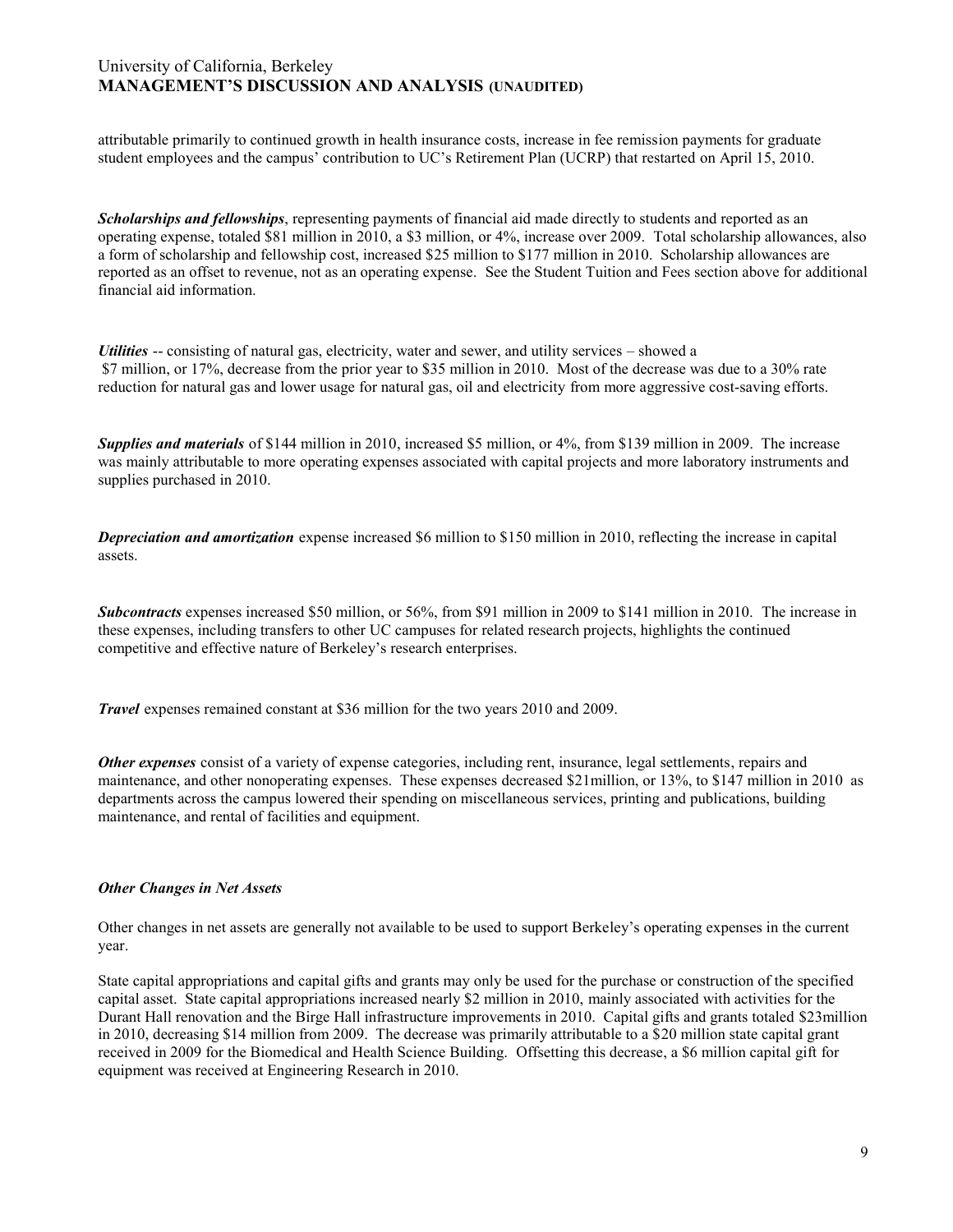attributable primarily to continued growth in health insurance costs, increase in fee remission payments for graduate student employees and the campus' contribution to UC's Retirement Plan (UCRP) that restarted on April 15, 2010.

***Scholarships and fellowships***, representing payments of financial aid made directly to students and reported as an operating expense, totaled $81 million in 2010, a $3 million, or 4%, increase over 2009. Total scholarship allowances, also a form of scholarship and fellowship cost, increased $25 million to $177 million in 2010. Scholarship allowances are reported as an offset to revenue, not as an operating expense. See the Student Tuition and Fees section above for additional financial aid information.

***Utilities*** -- consisting of natural gas, electricity, water and sewer, and utility services – showed a $7 million, or 17%, decrease from the prior year to $35 million in 2010. Most of the decrease was due to a 30% rate reduction for natural gas and lower usage for natural gas, oil and electricity from more aggressive cost-saving efforts.

***Supplies and materials*** of $144 million in 2010, increased $5 million, or 4%, from $139 million in 2009. The increase was mainly attributable to more operating expenses associated with capital projects and more laboratory instruments and supplies purchased in 2010.

***Depreciation and amortization*** expense increased $6 million to $150 million in 2010, reflecting the increase in capital assets.

***Subcontracts*** expenses increased $50 million, or 56%, from $91 million in 2009 to $141 million in 2010. The increase in these expenses, including transfers to other UC campuses for related research projects, highlights the continued competitive and effective nature of Berkeley's research enterprises.

***Travel*** expenses remained constant at $36 million for the two years 2010 and 2009.

***Other expenses*** consist of a variety of expense categories, including rent, insurance, legal settlements, repairs and maintenance, and other nonoperating expenses. These expenses decreased $21million, or 13%, to $147 million in 2010 as departments across the campus lowered their spending on miscellaneous services, printing and publications, building maintenance, and rental of facilities and equipment.

### *Other Changes in Net Assets*

Other changes in net assets are generally not available to be used to support Berkeley's operating expenses in the current year.

State capital appropriations and capital gifts and grants may only be used for the purchase or construction of the specified capital asset. State capital appropriations increased nearly $2 million in 2010, mainly associated with activities for the Durant Hall renovation and the Birge Hall infrastructure improvements in 2010. Capital gifts and grants totaled $23million in 2010, decreasing $14 million from 2009. The decrease was primarily attributable to a $20 million state capital grant received in 2009 for the Biomedical and Health Science Building. Offsetting this decrease, a $6 million capital gift for equipment was received at Engineering Research in 2010.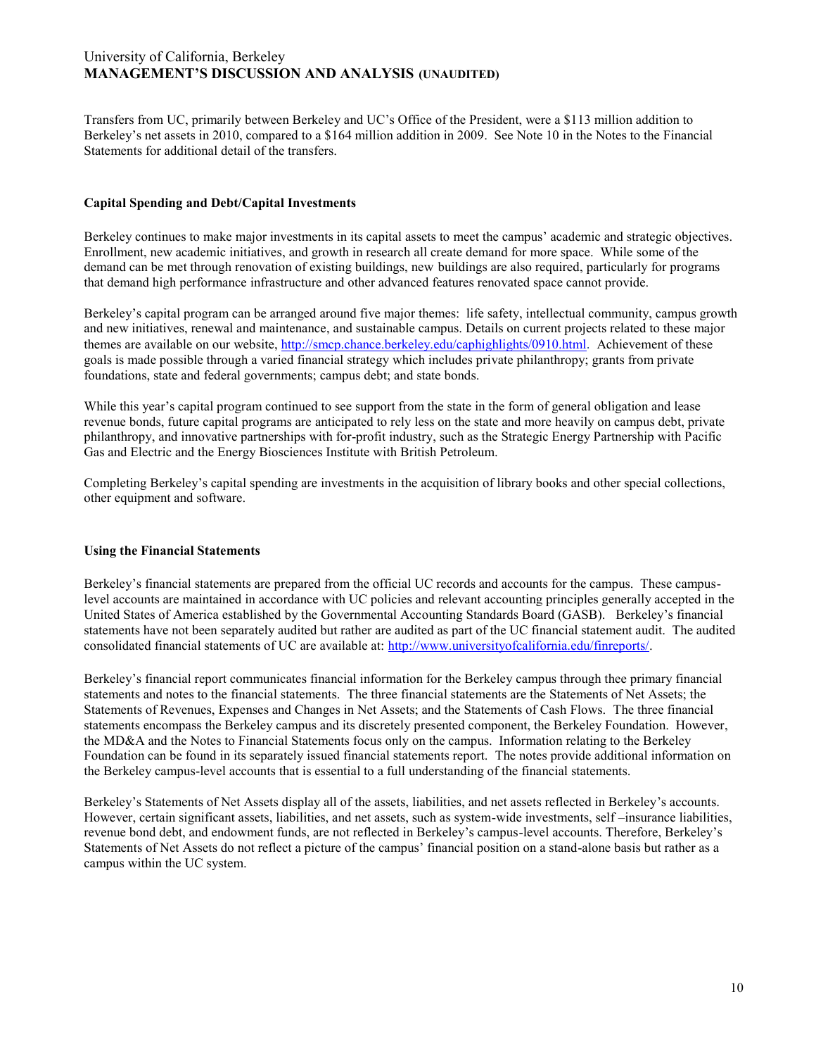Transfers from UC, primarily between Berkeley and UC's Office of the President, were a $113 million addition to Berkeley's net assets in 2010, compared to a $164 million addition in 2009. See Note 10 in the Notes to the Financial Statements for additional detail of the transfers.

**Capital Spending and Debt/Capital Investments**

Berkeley continues to make major investments in its capital assets to meet the campus' academic and strategic objectives. Enrollment, new academic initiatives, and growth in research all create demand for more space. While some of the demand can be met through renovation of existing buildings, new buildings are also required, particularly for programs that demand high performance infrastructure and other advanced features renovated space cannot provide.

Berkeley's capital program can be arranged around five major themes: life safety, intellectual community, campus growth and new initiatives, renewal and maintenance, and sustainable campus. Details on current projects related to these major themes are available on our website, [http://smcp.chance.berkeley.edu/caphighlights/0910.html](http://smcp.chance.berkeley.edu/caphighlights/0910.html). Achievement of these goals is made possible through a varied financial strategy which includes private philanthropy; grants from private foundations, state and federal governments; campus debt; and state bonds.

While this year's capital program continued to see support from the state in the form of general obligation and lease revenue bonds, future capital programs are anticipated to rely less on the state and more heavily on campus debt, private philanthropy, and innovative partnerships with for-profit industry, such as the Strategic Energy Partnership with Pacific Gas and Electric and the Energy Biosciences Institute with British Petroleum.

Completing Berkeley's capital spending are investments in the acquisition of library books and other special collections, other equipment and software.

**Using the Financial Statements**

Berkeley's financial statements are prepared from the official UC records and accounts for the campus. These campus-level accounts are maintained in accordance with UC policies and relevant accounting principles generally accepted in the United States of America established by the Governmental Accounting Standards Board (GASB). Berkeley's financial statements have not been separately audited but rather are audited as part of the UC financial statement audit. The audited consolidated financial statements of UC are available at: [http://www.universityofcalifornia.edu/finreports/](http://www.universityofcalifornia.edu/finreports/).

Berkeley's financial report communicates financial information for the Berkeley campus through thee primary financial statements and notes to the financial statements. The three financial statements are the Statements of Net Assets; the Statements of Revenues, Expenses and Changes in Net Assets; and the Statements of Cash Flows. The three financial statements encompass the Berkeley campus and its discretely presented component, the Berkeley Foundation. However, the MD&A and the Notes to Financial Statements focus only on the campus. Information relating to the Berkeley Foundation can be found in its separately issued financial statements report. The notes provide additional information on the Berkeley campus-level accounts that is essential to a full understanding of the financial statements.

Berkeley's Statements of Net Assets display all of the assets, liabilities, and net assets reflected in Berkeley's accounts. However, certain significant assets, liabilities, and net assets, such as system-wide investments, self –insurance liabilities, revenue bond debt, and endowment funds, are not reflected in Berkeley's campus-level accounts. Therefore, Berkeley's Statements of Net Assets do not reflect a picture of the campus' financial position on a stand-alone basis but rather as a campus within the UC system.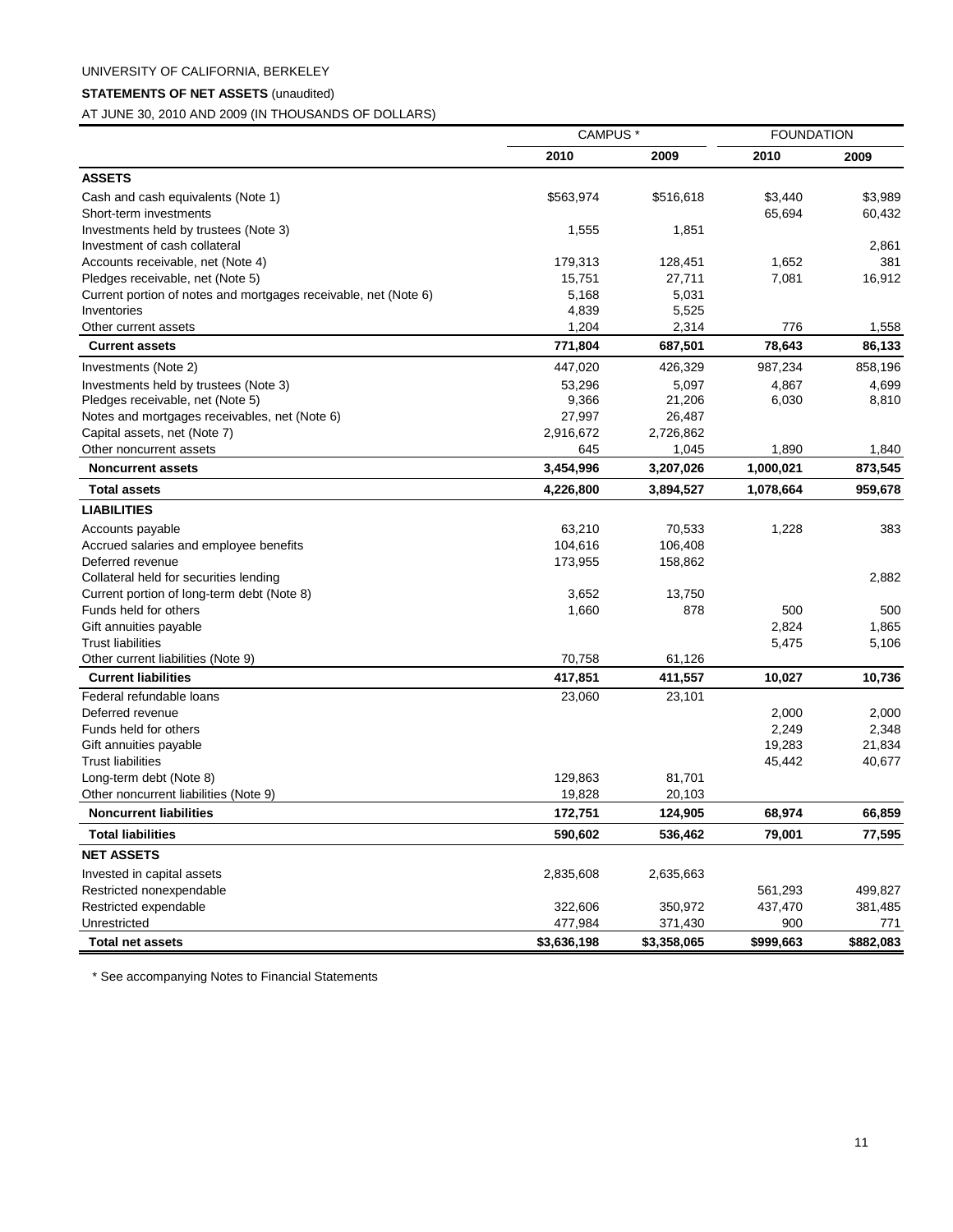UNIVERSITY OF CALIFORNIA, BERKELEY

**STATEMENTS OF NET ASSETS** (unaudited)

AT JUNE 30, 2010 AND 2009 (IN THOUSANDS OF DOLLARS)

| | CAMPUS * | | FOUNDATION | |
|---|---|---|---|---|
| | **2010** | **2009** | **2010** | **2009** |
| **ASSETS** | | | | |
| Cash and cash equivalents (Note 1) | $563,974 | $516,618 | $3,440 | $3,989 |
| Short-term investments | | | 65,694 | 60,432 |
| Investments held by trustees (Note 3) | 1,555 | 1,851 | | |
| Investment of cash collateral | | | | 2,861 |
| Accounts receivable, net (Note 4) | 179,313 | 128,451 | 1,652 | 381 |
| Pledges receivable, net (Note 5) | 15,751 | 27,711 | 7,081 | 16,912 |
| Current portion of notes and mortgages receivable, net (Note 6) | 5,168 | 5,031 | | |
| Inventories | 4,839 | 5,525 | | |
| Other current assets | 1,204 | 2,314 | 776 | 1,558 |
| **Current assets** | **771,804** | **687,501** | **78,643** | **86,133** |
| Investments (Note 2) | 447,020 | 426,329 | 987,234 | 858,196 |
| Investments held by trustees (Note 3) | 53,296 | 5,097 | 4,867 | 4,699 |
| Pledges receivable, net (Note 5) | 9,366 | 21,206 | 6,030 | 8,810 |
| Notes and mortgages receivables, net (Note 6) | 27,997 | 26,487 | | |
| Capital assets, net (Note 7) | 2,916,672 | 2,726,862 | | |
| Other noncurrent assets | 645 | 1,045 | 1,890 | 1,840 |
| **Noncurrent assets** | **3,454,996** | **3,207,026** | **1,000,021** | **873,545** |
| **Total assets** | **4,226,800** | **3,894,527** | **1,078,664** | **959,678** |
| **LIABILITIES** | | | | |
| Accounts payable | 63,210 | 70,533 | 1,228 | 383 |
| Accrued salaries and employee benefits | 104,616 | 106,408 | | |
| Deferred revenue | 173,955 | 158,862 | | |
| Collateral held for securities lending | | | | 2,882 |
| Current portion of long-term debt (Note 8) | 3,652 | 13,750 | | |
| Funds held for others | 1,660 | 878 | 500 | 500 |
| Gift annuities payable | | | 2,824 | 1,865 |
| Trust liabilities | | | 5,475 | 5,106 |
| Other current liabilities (Note 9) | 70,758 | 61,126 | | |
| **Current liabilities** | **417,851** | **411,557** | **10,027** | **10,736** |
| Federal refundable loans | 23,060 | 23,101 | | |
| Deferred revenue | | | 2,000 | 2,000 |
| Funds held for others | | | 2,249 | 2,348 |
| Gift annuities payable | | | 19,283 | 21,834 |
| Trust liabilities | | | 45,442 | 40,677 |
| Long-term debt (Note 8) | 129,863 | 81,701 | | |
| Other noncurrent liabilities (Note 9) | 19,828 | 20,103 | | |
| **Noncurrent liabilities** | **172,751** | **124,905** | **68,974** | **66,859** |
| **Total liabilities** | **590,602** | **536,462** | **79,001** | **77,595** |
| **NET ASSETS** | | | | |
| Invested in capital assets | 2,835,608 | 2,635,663 | | |
| Restricted nonexpendable | | | 561,293 | 499,827 |
| Restricted expendable | 322,606 | 350,972 | 437,470 | 381,485 |
| Unrestricted | 477,984 | 371,430 | 900 | 771 |
| **Total net assets** | **$3,636,198** | **$3,358,065** | **$999,663** | **$882,083** |

\* See accompanying Notes to Financial Statements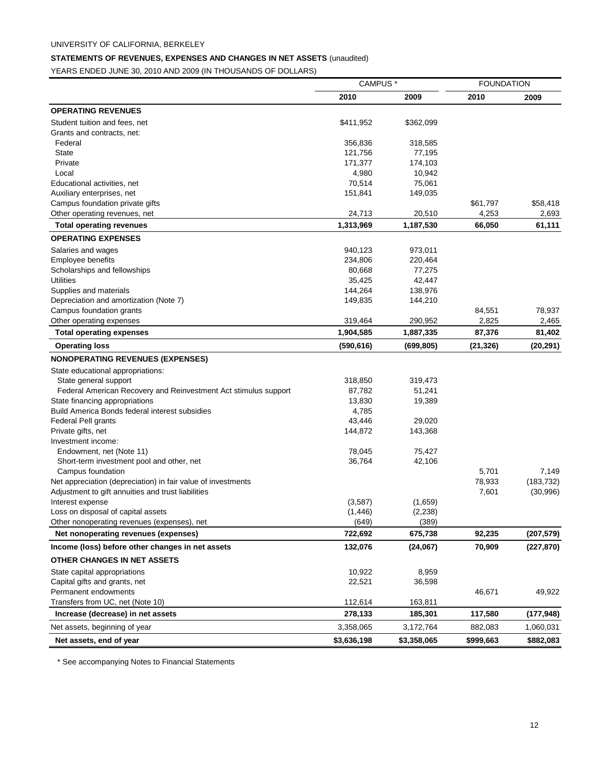UNIVERSITY OF CALIFORNIA, BERKELEY

**STATEMENTS OF REVENUES, EXPENSES AND CHANGES IN NET ASSETS** (unaudited)

YEARS ENDED JUNE 30, 2010 AND 2009 (IN THOUSANDS OF DOLLARS)

| | CAMPUS * | | FOUNDATION | |
|---|---|---|---|---|
| | **2010** | **2009** | **2010** | **2009** |
| **OPERATING REVENUES** | | | | |
| Student tuition and fees, net | $411,952 | $362,099 | | |
| Grants and contracts, net: | | | | |
| Federal | 356,836 | 318,585 | | |
| State | 121,756 | 77,195 | | |
| Private | 171,377 | 174,103 | | |
| Local | 4,980 | 10,942 | | |
| Educational activities, net | 70,514 | 75,061 | | |
| Auxiliary enterprises, net | 151,841 | 149,035 | | |
| Campus foundation private gifts | | | $61,797 | $58,418 |
| Other operating revenues, net | 24,713 | 20,510 | 4,253 | 2,693 |
| **Total operating revenues** | **1,313,969** | **1,187,530** | **66,050** | **61,111** |
| **OPERATING EXPENSES** | | | | |
| Salaries and wages | 940,123 | 973,011 | | |
| Employee benefits | 234,806 | 220,464 | | |
| Scholarships and fellowships | 80,668 | 77,275 | | |
| Utilities | 35,425 | 42,447 | | |
| Supplies and materials | 144,264 | 138,976 | | |
| Depreciation and amortization (Note 7) | 149,835 | 144,210 | | |
| Campus foundation grants | | | 84,551 | 78,937 |
| Other operating expenses | 319,464 | 290,952 | 2,825 | 2,465 |
| **Total operating expenses** | **1,904,585** | **1,887,335** | **87,376** | **81,402** |
| **Operating loss** | **(590,616)** | **(699,805)** | **(21,326)** | **(20,291)** |
| **NONOPERATING REVENUES (EXPENSES)** | | | | |
| State educational appropriations: | | | | |
| State general support | 318,850 | 319,473 | | |
| Federal American Recovery and Reinvestment Act stimulus support | 87,782 | 51,241 | | |
| State financing appropriations | 13,830 | 19,389 | | |
| Build America Bonds federal interest subsidies | 4,785 | | | |
| Federal Pell grants | 43,446 | 29,020 | | |
| Private gifts, net | 144,872 | 143,368 | | |
| Investment income: | | | | |
| Endowment, net (Note 11) | 78,045 | 75,427 | | |
| Short-term investment pool and other, net | 36,764 | 42,106 | | |
| Campus foundation | | | 5,701 | 7,149 |
| Net appreciation (depreciation) in fair value of investments | | | 78,933 | (183,732) |
| Adjustment to gift annuities and trust liabilities | | | 7,601 | (30,996) |
| Interest expense | (3,587) | (1,659) | | |
| Loss on disposal of capital assets | (1,446) | (2,238) | | |
| Other nonoperating revenues (expenses), net | (649) | (389) | | |
| **Net nonoperating revenues (expenses)** | **722,692** | **675,738** | **92,235** | **(207,579)** |
| **Income (loss) before other changes in net assets** | **132,076** | **(24,067)** | **70,909** | **(227,870)** |
| **OTHER CHANGES IN NET ASSETS** | | | | |
| State capital appropriations | 10,922 | 8,959 | | |
| Capital gifts and grants, net | 22,521 | 36,598 | | |
| Permanent endowments | | | 46,671 | 49,922 |
| Transfers from UC, net (Note 10) | 112,614 | 163,811 | | |
| **Increase (decrease) in net assets** | **278,133** | **185,301** | **117,580** | **(177,948)** |
| Net assets, beginning of year | 3,358,065 | 3,172,764 | 882,083 | 1,060,031 |
| **Net assets, end of year** | **$3,636,198** | **$3,358,065** | **$999,663** | **$882,083** |

* See accompanying Notes to Financial Statements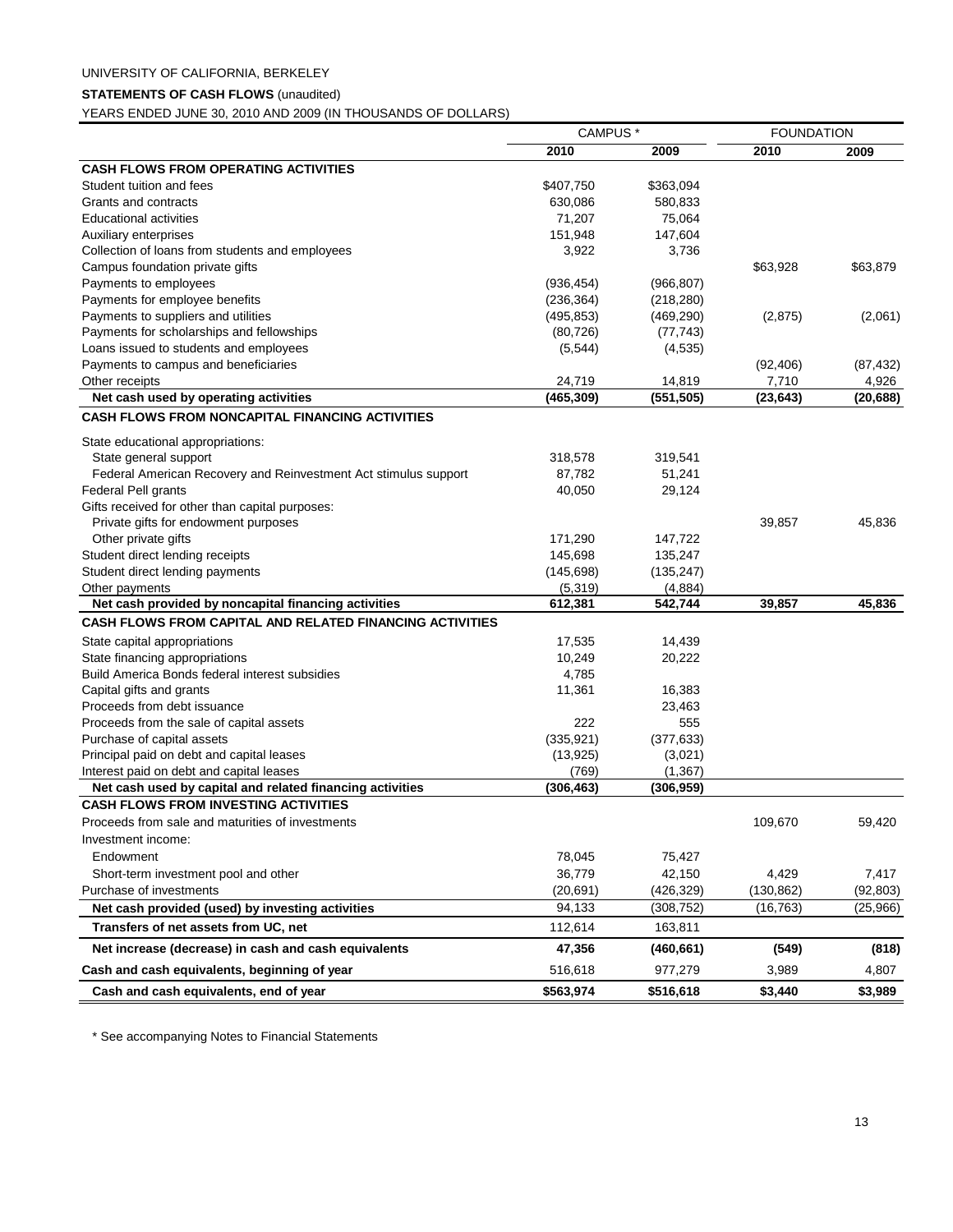UNIVERSITY OF CALIFORNIA, BERKELEY

**STATEMENTS OF CASH FLOWS** (unaudited)

YEARS ENDED JUNE 30, 2010 AND 2009 (IN THOUSANDS OF DOLLARS)

| | CAMPUS * | | FOUNDATION | |
|---|---|---|---|---|
| | 2010 | 2009 | 2010 | 2009 |
| **CASH FLOWS FROM OPERATING ACTIVITIES** | | | | |
| Student tuition and fees | $407,750 | $363,094 | | |
| Grants and contracts | 630,086 | 580,833 | | |
| Educational activities | 71,207 | 75,064 | | |
| Auxiliary enterprises | 151,948 | 147,604 | | |
| Collection of loans from students and employees | 3,922 | 3,736 | | |
| Campus foundation private gifts | | | $63,928 | $63,879 |
| Payments to employees | (936,454) | (966,807) | | |
| Payments for employee benefits | (236,364) | (218,280) | | |
| Payments to suppliers and utilities | (495,853) | (469,290) | (2,875) | (2,061) |
| Payments for scholarships and fellowships | (80,726) | (77,743) | | |
| Loans issued to students and employees | (5,544) | (4,535) | | |
| Payments to campus and beneficiaries | | | (92,406) | (87,432) |
| Other receipts | 24,719 | 14,819 | 7,710 | 4,926 |
| **Net cash used by operating activities** | **(465,309)** | **(551,505)** | **(23,643)** | **(20,688)** |
| **CASH FLOWS FROM NONCAPITAL FINANCING ACTIVITIES** | | | | |
| State educational appropriations: | | | | |
| State general support | 318,578 | 319,541 | | |
| Federal American Recovery and Reinvestment Act stimulus support | 87,782 | 51,241 | | |
| Federal Pell grants | 40,050 | 29,124 | | |
| Gifts received for other than capital purposes: | | | | |
| Private gifts for endowment purposes | | | 39,857 | 45,836 |
| Other private gifts | 171,290 | 147,722 | | |
| Student direct lending receipts | 145,698 | 135,247 | | |
| Student direct lending payments | (145,698) | (135,247) | | |
| Other payments | (5,319) | (4,884) | | |
| **Net cash provided by noncapital financing activities** | **612,381** | **542,744** | **39,857** | **45,836** |
| **CASH FLOWS FROM CAPITAL AND RELATED FINANCING ACTIVITIES** | | | | |
| State capital appropriations | 17,535 | 14,439 | | |
| State financing appropriations | 10,249 | 20,222 | | |
| Build America Bonds federal interest subsidies | 4,785 | | | |
| Capital gifts and grants | 11,361 | 16,383 | | |
| Proceeds from debt issuance | | 23,463 | | |
| Proceeds from the sale of capital assets | 222 | 555 | | |
| Purchase of capital assets | (335,921) | (377,633) | | |
| Principal paid on debt and capital leases | (13,925) | (3,021) | | |
| Interest paid on debt and capital leases | (769) | (1,367) | | |
| **Net cash used by capital and related financing activities** | **(306,463)** | **(306,959)** | | |
| **CASH FLOWS FROM INVESTING ACTIVITIES** | | | | |
| Proceeds from sale and maturities of investments | | | 109,670 | 59,420 |
| Investment income: | | | | |
| Endowment | 78,045 | 75,427 | | |
| Short-term investment pool and other | 36,779 | 42,150 | 4,429 | 7,417 |
| Purchase of investments | (20,691) | (426,329) | (130,862) | (92,803) |
| **Net cash provided (used) by investing activities** | 94,133 | (308,752) | (16,763) | (25,966) |
| **Transfers of net assets from UC, net** | 112,614 | 163,811 | | |
| **Net increase (decrease) in cash and cash equivalents** | **47,356** | **(460,661)** | **(549)** | **(818)** |
| **Cash and cash equivalents, beginning of year** | 516,618 | 977,279 | 3,989 | 4,807 |
| **Cash and cash equivalents, end of year** | **$563,974** | **$516,618** | **$3,440** | **$3,989** |

\* See accompanying Notes to Financial Statements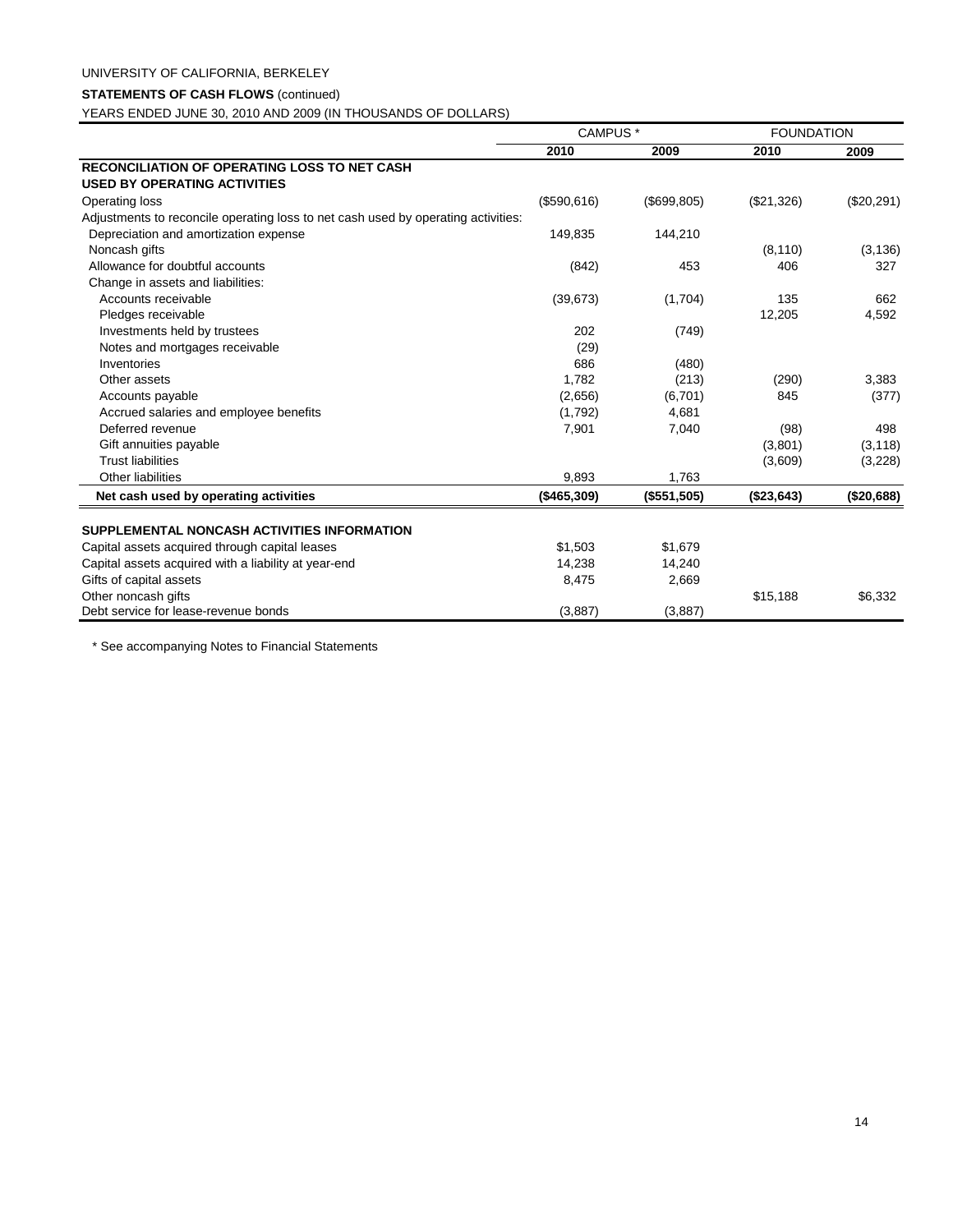UNIVERSITY OF CALIFORNIA, BERKELEY

**STATEMENTS OF CASH FLOWS** (continued)

YEARS ENDED JUNE 30, 2010 AND 2009 (IN THOUSANDS OF DOLLARS)

| | CAMPUS * | | FOUNDATION | |
|---|---|---|---|---|
| | **2010** | **2009** | **2010** | **2009** |
| **RECONCILIATION OF OPERATING LOSS TO NET CASH USED BY OPERATING ACTIVITIES** | | | | |
| Operating loss | ($590,616) | ($699,805) | ($21,326) | ($20,291) |
| Adjustments to reconcile operating loss to net cash used by operating activities: | | | | |
| Depreciation and amortization expense | 149,835 | 144,210 | | |
| Noncash gifts | | | (8,110) | (3,136) |
| Allowance for doubtful accounts | (842) | 453 | 406 | 327 |
| Change in assets and liabilities: | | | | |
| Accounts receivable | (39,673) | (1,704) | 135 | 662 |
| Pledges receivable | | | 12,205 | 4,592 |
| Investments held by trustees | 202 | (749) | | |
| Notes and mortgages receivable | (29) | | | |
| Inventories | 686 | (480) | | |
| Other assets | 1,782 | (213) | (290) | 3,383 |
| Accounts payable | (2,656) | (6,701) | 845 | (377) |
| Accrued salaries and employee benefits | (1,792) | 4,681 | | |
| Deferred revenue | 7,901 | 7,040 | (98) | 498 |
| Gift annuities payable | | | (3,801) | (3,118) |
| Trust liabilities | | | (3,609) | (3,228) |
| Other liabilities | 9,893 | 1,763 | | |
| **Net cash used by operating activities** | **($465,309)** | **($551,505)** | **($23,643)** | **($20,688)** |
| | | | | |
| **SUPPLEMENTAL NONCASH ACTIVITIES INFORMATION** | | | | |
| Capital assets acquired through capital leases | $1,503 | $1,679 | | |
| Capital assets acquired with a liability at year-end | 14,238 | 14,240 | | |
| Gifts of capital assets | 8,475 | 2,669 | | |
| Other noncash gifts | | | $15,188 | $6,332 |
| Debt service for lease-revenue bonds | (3,887) | (3,887) | | |

\* See accompanying Notes to Financial Statements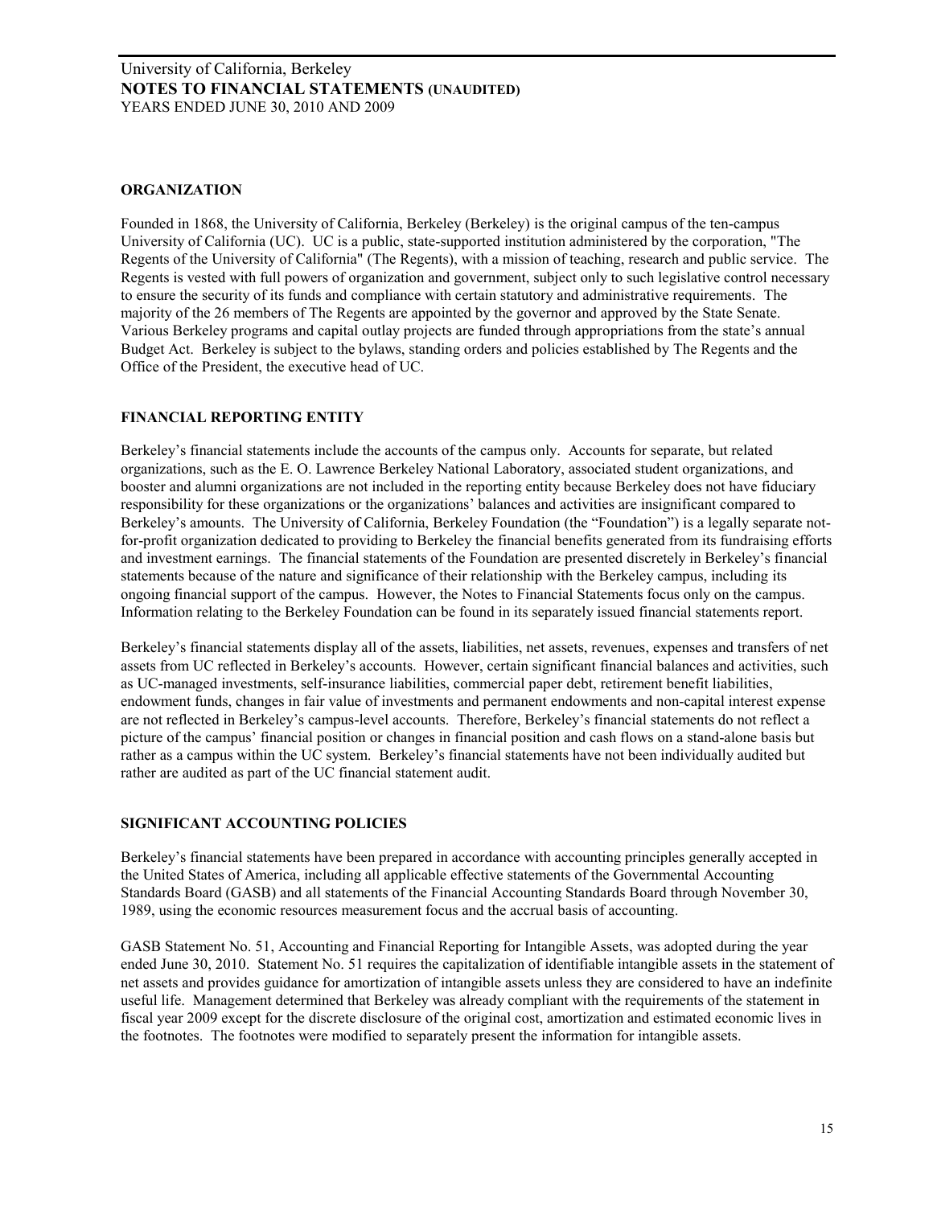## ORGANIZATION

Founded in 1868, the University of California, Berkeley (Berkeley) is the original campus of the ten-campus University of California (UC). UC is a public, state-supported institution administered by the corporation, "The Regents of the University of California" (The Regents), with a mission of teaching, research and public service. The Regents is vested with full powers of organization and government, subject only to such legislative control necessary to ensure the security of its funds and compliance with certain statutory and administrative requirements. The majority of the 26 members of The Regents are appointed by the governor and approved by the State Senate. Various Berkeley programs and capital outlay projects are funded through appropriations from the state's annual Budget Act. Berkeley is subject to the bylaws, standing orders and policies established by The Regents and the Office of the President, the executive head of UC.

## FINANCIAL REPORTING ENTITY

Berkeley's financial statements include the accounts of the campus only. Accounts for separate, but related organizations, such as the E. O. Lawrence Berkeley National Laboratory, associated student organizations, and booster and alumni organizations are not included in the reporting entity because Berkeley does not have fiduciary responsibility for these organizations or the organizations' balances and activities are insignificant compared to Berkeley's amounts. The University of California, Berkeley Foundation (the "Foundation") is a legally separate not-for-profit organization dedicated to providing to Berkeley the financial benefits generated from its fundraising efforts and investment earnings. The financial statements of the Foundation are presented discretely in Berkeley's financial statements because of the nature and significance of their relationship with the Berkeley campus, including its ongoing financial support of the campus. However, the Notes to Financial Statements focus only on the campus. Information relating to the Berkeley Foundation can be found in its separately issued financial statements report.

Berkeley's financial statements display all of the assets, liabilities, net assets, revenues, expenses and transfers of net assets from UC reflected in Berkeley's accounts. However, certain significant financial balances and activities, such as UC-managed investments, self-insurance liabilities, commercial paper debt, retirement benefit liabilities, endowment funds, changes in fair value of investments and permanent endowments and non-capital interest expense are not reflected in Berkeley's campus-level accounts. Therefore, Berkeley's financial statements do not reflect a picture of the campus' financial position or changes in financial position and cash flows on a stand-alone basis but rather as a campus within the UC system. Berkeley's financial statements have not been individually audited but rather are audited as part of the UC financial statement audit.

## SIGNIFICANT ACCOUNTING POLICIES

Berkeley's financial statements have been prepared in accordance with accounting principles generally accepted in the United States of America, including all applicable effective statements of the Governmental Accounting Standards Board (GASB) and all statements of the Financial Accounting Standards Board through November 30, 1989, using the economic resources measurement focus and the accrual basis of accounting.

GASB Statement No. 51, Accounting and Financial Reporting for Intangible Assets, was adopted during the year ended June 30, 2010. Statement No. 51 requires the capitalization of identifiable intangible assets in the statement of net assets and provides guidance for amortization of intangible assets unless they are considered to have an indefinite useful life. Management determined that Berkeley was already compliant with the requirements of the statement in fiscal year 2009 except for the discrete disclosure of the original cost, amortization and estimated economic lives in the footnotes. The footnotes were modified to separately present the information for intangible assets.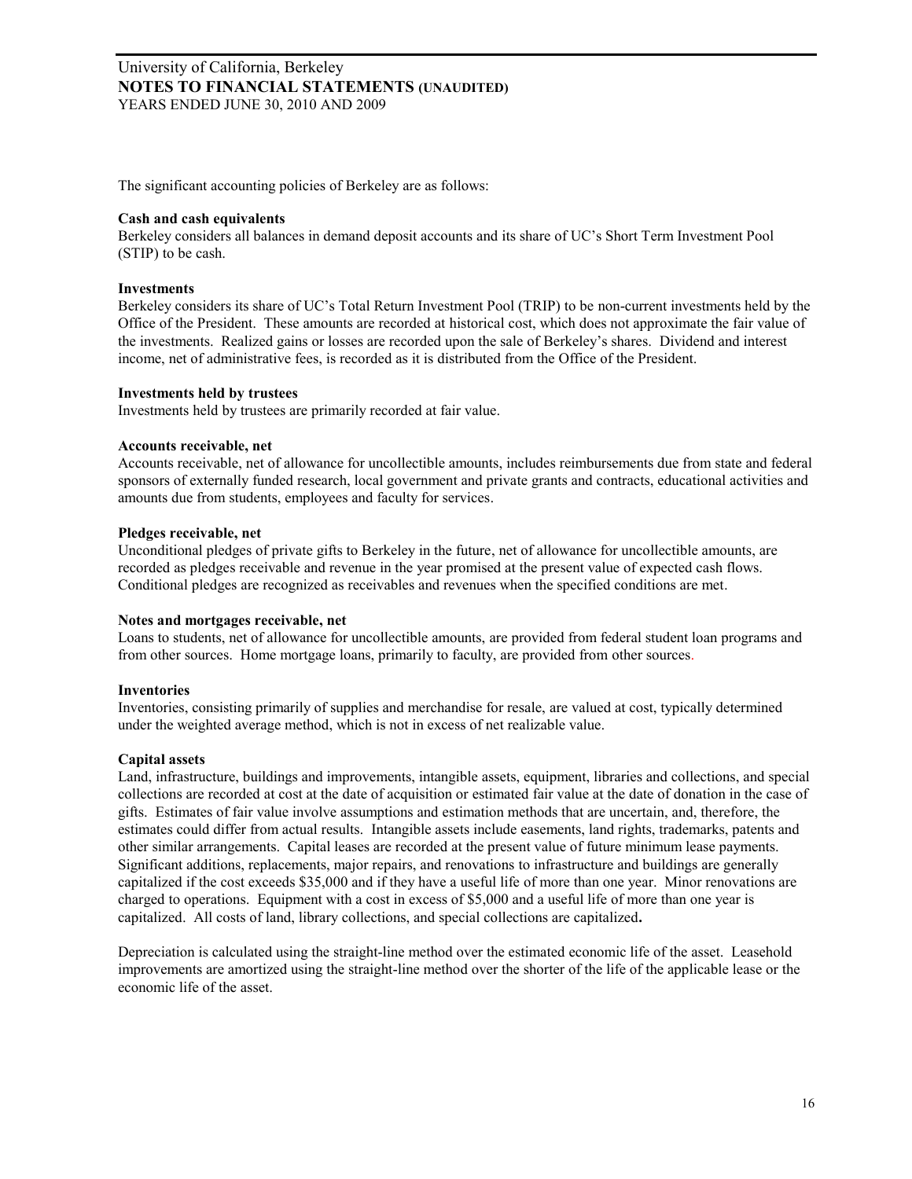The significant accounting policies of Berkeley are as follows:

**Cash and cash equivalents**
Berkeley considers all balances in demand deposit accounts and its share of UC's Short Term Investment Pool (STIP) to be cash.

**Investments**
Berkeley considers its share of UC's Total Return Investment Pool (TRIP) to be non-current investments held by the Office of the President. These amounts are recorded at historical cost, which does not approximate the fair value of the investments. Realized gains or losses are recorded upon the sale of Berkeley's shares. Dividend and interest income, net of administrative fees, is recorded as it is distributed from the Office of the President.

**Investments held by trustees**
Investments held by trustees are primarily recorded at fair value.

**Accounts receivable, net**
Accounts receivable, net of allowance for uncollectible amounts, includes reimbursements due from state and federal sponsors of externally funded research, local government and private grants and contracts, educational activities and amounts due from students, employees and faculty for services.

**Pledges receivable, net**
Unconditional pledges of private gifts to Berkeley in the future, net of allowance for uncollectible amounts, are recorded as pledges receivable and revenue in the year promised at the present value of expected cash flows. Conditional pledges are recognized as receivables and revenues when the specified conditions are met.

**Notes and mortgages receivable, net**
Loans to students, net of allowance for uncollectible amounts, are provided from federal student loan programs and from other sources. Home mortgage loans, primarily to faculty, are provided from other sources.

**Inventories**
Inventories, consisting primarily of supplies and merchandise for resale, are valued at cost, typically determined under the weighted average method, which is not in excess of net realizable value.

**Capital assets**
Land, infrastructure, buildings and improvements, intangible assets, equipment, libraries and collections, and special collections are recorded at cost at the date of acquisition or estimated fair value at the date of donation in the case of gifts. Estimates of fair value involve assumptions and estimation methods that are uncertain, and, therefore, the estimates could differ from actual results. Intangible assets include easements, land rights, trademarks, patents and other similar arrangements. Capital leases are recorded at the present value of future minimum lease payments. Significant additions, replacements, major repairs, and renovations to infrastructure and buildings are generally capitalized if the cost exceeds $35,000 and if they have a useful life of more than one year. Minor renovations are charged to operations. Equipment with a cost in excess of $5,000 and a useful life of more than one year is capitalized. All costs of land, library collections, and special collections are capitalized**.**

Depreciation is calculated using the straight-line method over the estimated economic life of the asset. Leasehold improvements are amortized using the straight-line method over the shorter of the life of the applicable lease or the economic life of the asset.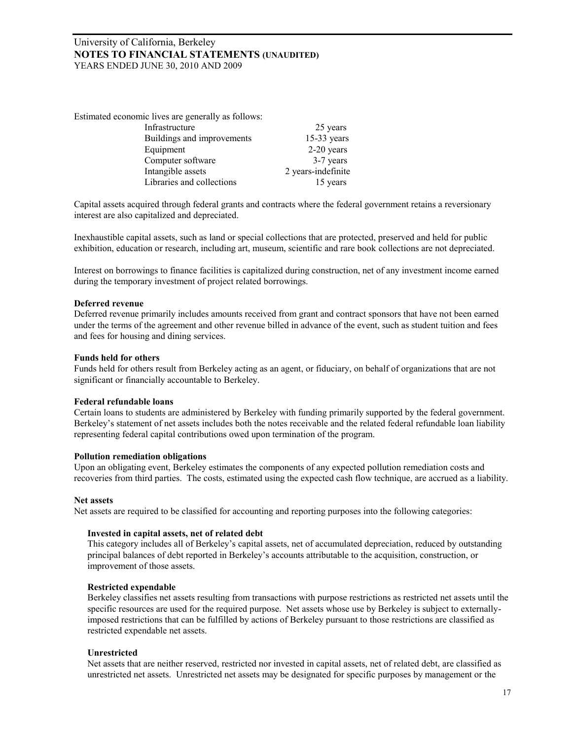Estimated economic lives are generally as follows:

| | |
|---|---|
| Infrastructure | 25 years |
| Buildings and improvements | 15-33 years |
| Equipment | 2-20 years |
| Computer software | 3-7 years |
| Intangible assets | 2 years-indefinite |
| Libraries and collections | 15 years |

Capital assets acquired through federal grants and contracts where the federal government retains a reversionary interest are also capitalized and depreciated.

Inexhaustible capital assets, such as land or special collections that are protected, preserved and held for public exhibition, education or research, including art, museum, scientific and rare book collections are not depreciated.

Interest on borrowings to finance facilities is capitalized during construction, net of any investment income earned during the temporary investment of project related borrowings.

**Deferred revenue**

Deferred revenue primarily includes amounts received from grant and contract sponsors that have not been earned under the terms of the agreement and other revenue billed in advance of the event, such as student tuition and fees and fees for housing and dining services.

**Funds held for others**

Funds held for others result from Berkeley acting as an agent, or fiduciary, on behalf of organizations that are not significant or financially accountable to Berkeley.

**Federal refundable loans**

Certain loans to students are administered by Berkeley with funding primarily supported by the federal government. Berkeley's statement of net assets includes both the notes receivable and the related federal refundable loan liability representing federal capital contributions owed upon termination of the program.

**Pollution remediation obligations**

Upon an obligating event, Berkeley estimates the components of any expected pollution remediation costs and recoveries from third parties. The costs, estimated using the expected cash flow technique, are accrued as a liability.

**Net assets**

Net assets are required to be classified for accounting and reporting purposes into the following categories:

**Invested in capital assets, net of related debt**

This category includes all of Berkeley's capital assets, net of accumulated depreciation, reduced by outstanding principal balances of debt reported in Berkeley's accounts attributable to the acquisition, construction, or improvement of those assets.

**Restricted expendable**

Berkeley classifies net assets resulting from transactions with purpose restrictions as restricted net assets until the specific resources are used for the required purpose. Net assets whose use by Berkeley is subject to externally-imposed restrictions that can be fulfilled by actions of Berkeley pursuant to those restrictions are classified as restricted expendable net assets.

**Unrestricted**

Net assets that are neither reserved, restricted nor invested in capital assets, net of related debt, are classified as unrestricted net assets. Unrestricted net assets may be designated for specific purposes by management or the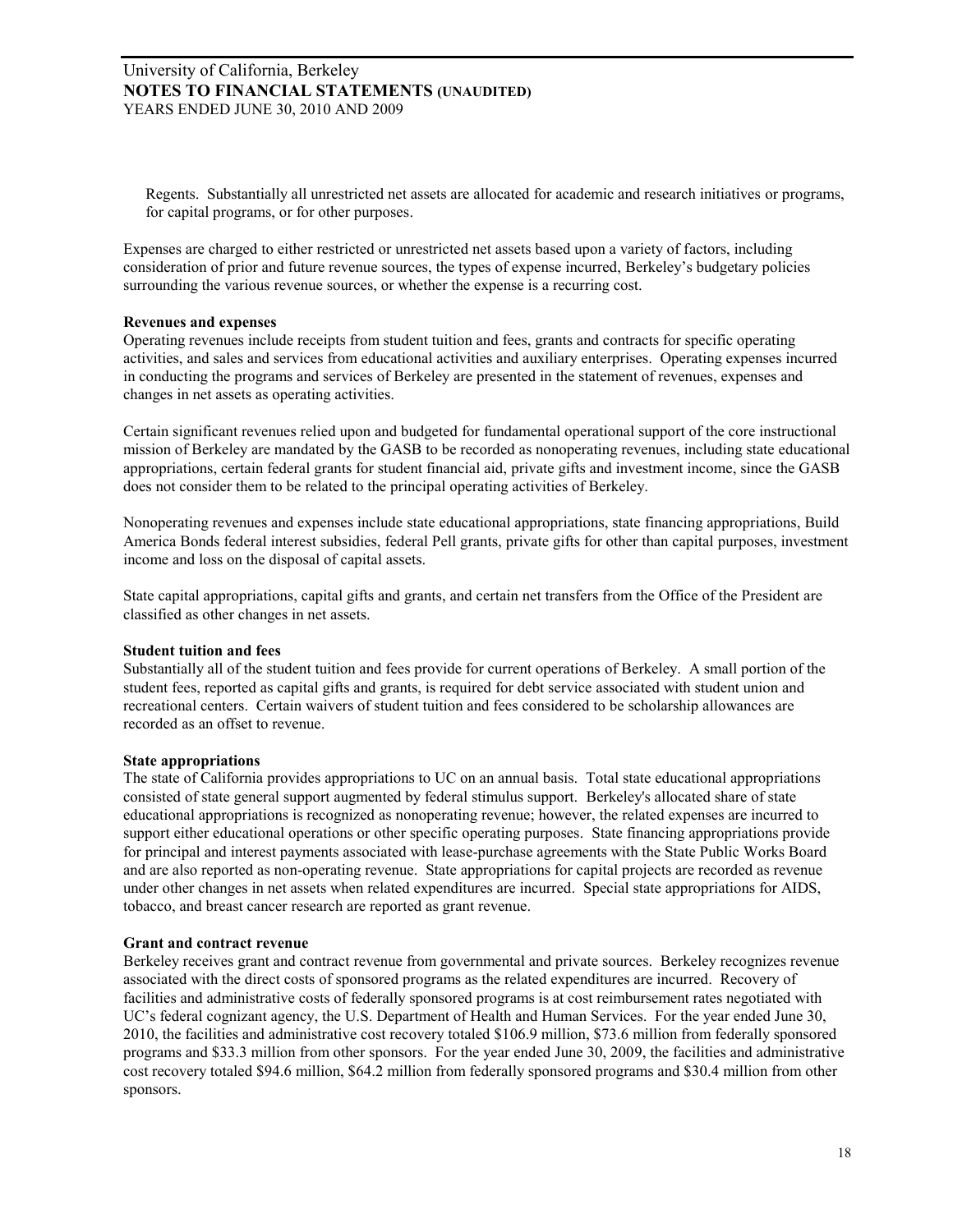Regents. Substantially all unrestricted net assets are allocated for academic and research initiatives or programs, for capital programs, or for other purposes.

Expenses are charged to either restricted or unrestricted net assets based upon a variety of factors, including consideration of prior and future revenue sources, the types of expense incurred, Berkeley's budgetary policies surrounding the various revenue sources, or whether the expense is a recurring cost.

**Revenues and expenses**

Operating revenues include receipts from student tuition and fees, grants and contracts for specific operating activities, and sales and services from educational activities and auxiliary enterprises. Operating expenses incurred in conducting the programs and services of Berkeley are presented in the statement of revenues, expenses and changes in net assets as operating activities.

Certain significant revenues relied upon and budgeted for fundamental operational support of the core instructional mission of Berkeley are mandated by the GASB to be recorded as nonoperating revenues, including state educational appropriations, certain federal grants for student financial aid, private gifts and investment income, since the GASB does not consider them to be related to the principal operating activities of Berkeley.

Nonoperating revenues and expenses include state educational appropriations, state financing appropriations, Build America Bonds federal interest subsidies, federal Pell grants, private gifts for other than capital purposes, investment income and loss on the disposal of capital assets.

State capital appropriations, capital gifts and grants, and certain net transfers from the Office of the President are classified as other changes in net assets.

**Student tuition and fees**

Substantially all of the student tuition and fees provide for current operations of Berkeley. A small portion of the student fees, reported as capital gifts and grants, is required for debt service associated with student union and recreational centers. Certain waivers of student tuition and fees considered to be scholarship allowances are recorded as an offset to revenue.

**State appropriations**

The state of California provides appropriations to UC on an annual basis. Total state educational appropriations consisted of state general support augmented by federal stimulus support. Berkeley's allocated share of state educational appropriations is recognized as nonoperating revenue; however, the related expenses are incurred to support either educational operations or other specific operating purposes. State financing appropriations provide for principal and interest payments associated with lease-purchase agreements with the State Public Works Board and are also reported as non-operating revenue. State appropriations for capital projects are recorded as revenue under other changes in net assets when related expenditures are incurred. Special state appropriations for AIDS, tobacco, and breast cancer research are reported as grant revenue.

**Grant and contract revenue**

Berkeley receives grant and contract revenue from governmental and private sources. Berkeley recognizes revenue associated with the direct costs of sponsored programs as the related expenditures are incurred. Recovery of facilities and administrative costs of federally sponsored programs is at cost reimbursement rates negotiated with UC's federal cognizant agency, the U.S. Department of Health and Human Services. For the year ended June 30, 2010, the facilities and administrative cost recovery totaled \$106.9 million, \$73.6 million from federally sponsored programs and \$33.3 million from other sponsors. For the year ended June 30, 2009, the facilities and administrative cost recovery totaled \$94.6 million, \$64.2 million from federally sponsored programs and \$30.4 million from other sponsors.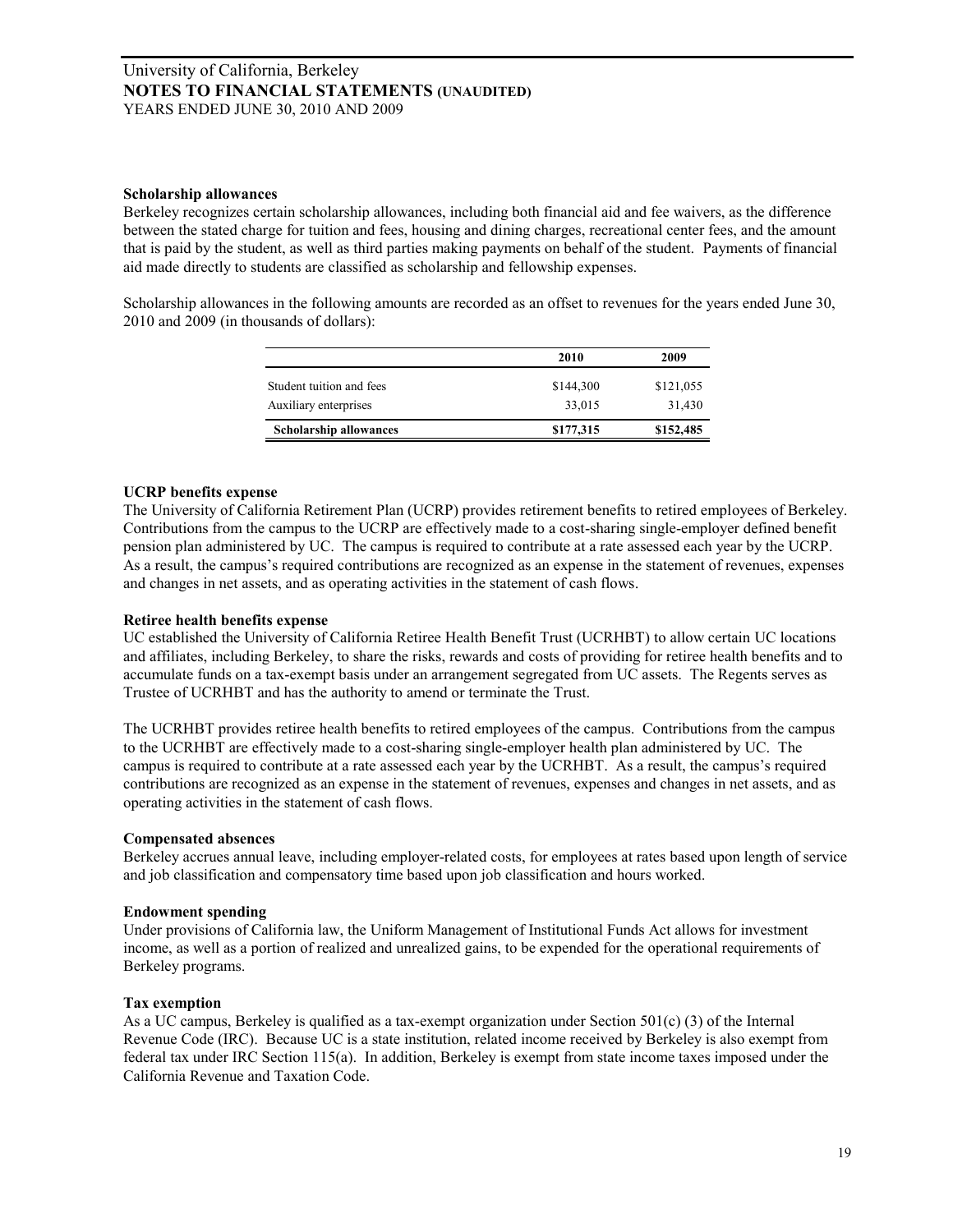University of California, Berkeley
**NOTES TO FINANCIAL STATEMENTS (UNAUDITED)**
YEARS ENDED JUNE 30, 2010 AND 2009

**Scholarship allowances**

Berkeley recognizes certain scholarship allowances, including both financial aid and fee waivers, as the difference between the stated charge for tuition and fees, housing and dining charges, recreational center fees, and the amount that is paid by the student, as well as third parties making payments on behalf of the student. Payments of financial aid made directly to students are classified as scholarship and fellowship expenses.

Scholarship allowances in the following amounts are recorded as an offset to revenues for the years ended June 30, 2010 and 2009 (in thousands of dollars):

| | 2010 | 2009 |
|---|---|---|
| Student tuition and fees | $144,300 | $121,055 |
| Auxiliary enterprises | 33,015 | 31,430 |
| **Scholarship allowances** | **$177,315** | **$152,485** |

**UCRP benefits expense**

The University of California Retirement Plan (UCRP) provides retirement benefits to retired employees of Berkeley. Contributions from the campus to the UCRP are effectively made to a cost-sharing single-employer defined benefit pension plan administered by UC. The campus is required to contribute at a rate assessed each year by the UCRP. As a result, the campus's required contributions are recognized as an expense in the statement of revenues, expenses and changes in net assets, and as operating activities in the statement of cash flows.

**Retiree health benefits expense**

UC established the University of California Retiree Health Benefit Trust (UCRHBT) to allow certain UC locations and affiliates, including Berkeley, to share the risks, rewards and costs of providing for retiree health benefits and to accumulate funds on a tax-exempt basis under an arrangement segregated from UC assets. The Regents serves as Trustee of UCRHBT and has the authority to amend or terminate the Trust.

The UCRHBT provides retiree health benefits to retired employees of the campus. Contributions from the campus to the UCRHBT are effectively made to a cost-sharing single-employer health plan administered by UC. The campus is required to contribute at a rate assessed each year by the UCRHBT. As a result, the campus's required contributions are recognized as an expense in the statement of revenues, expenses and changes in net assets, and as operating activities in the statement of cash flows.

**Compensated absences**

Berkeley accrues annual leave, including employer-related costs, for employees at rates based upon length of service and job classification and compensatory time based upon job classification and hours worked.

**Endowment spending**

Under provisions of California law, the Uniform Management of Institutional Funds Act allows for investment income, as well as a portion of realized and unrealized gains, to be expended for the operational requirements of Berkeley programs.

**Tax exemption**

As a UC campus, Berkeley is qualified as a tax-exempt organization under Section 501(c) (3) of the Internal Revenue Code (IRC). Because UC is a state institution, related income received by Berkeley is also exempt from federal tax under IRC Section 115(a). In addition, Berkeley is exempt from state income taxes imposed under the California Revenue and Taxation Code.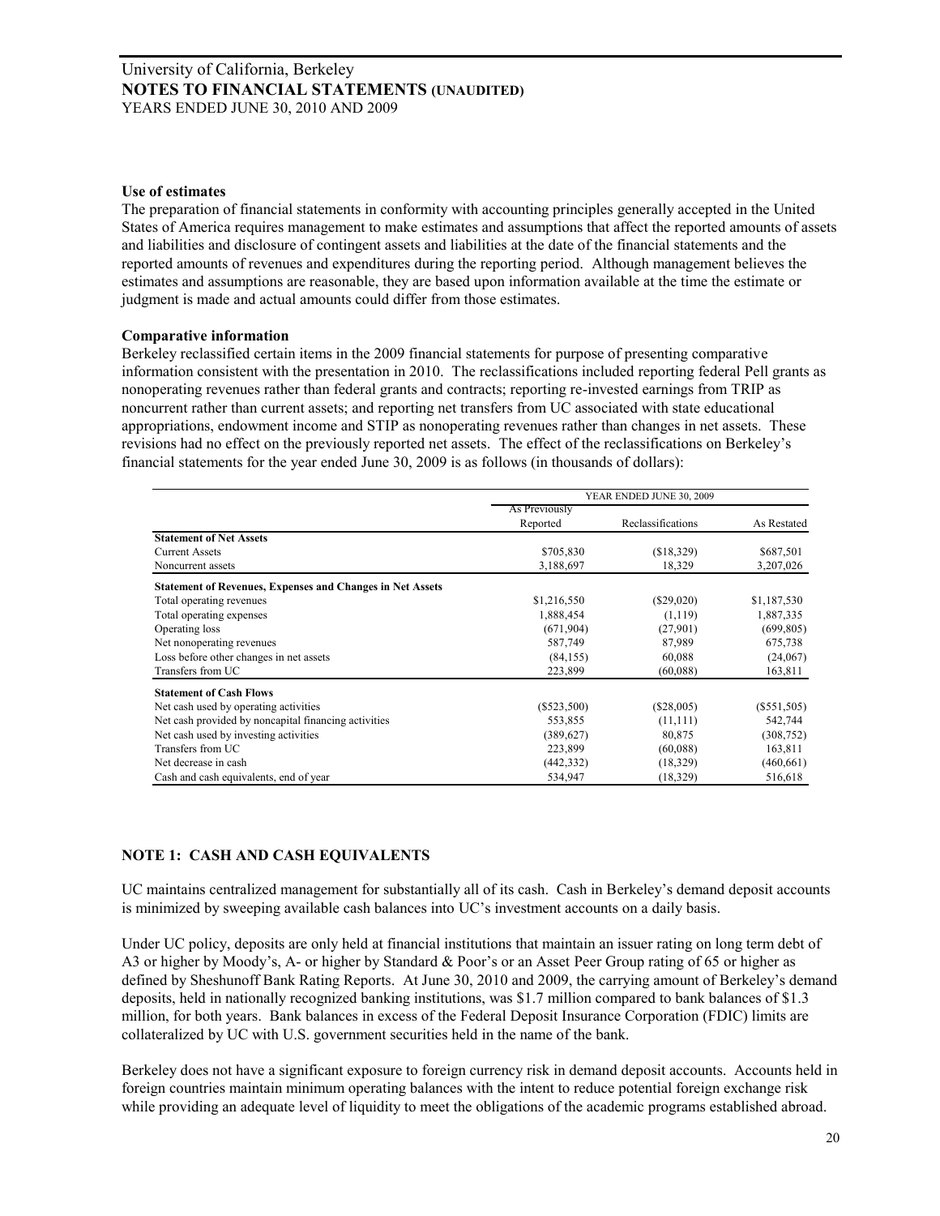**Use of estimates**

The preparation of financial statements in conformity with accounting principles generally accepted in the United States of America requires management to make estimates and assumptions that affect the reported amounts of assets and liabilities and disclosure of contingent assets and liabilities at the date of the financial statements and the reported amounts of revenues and expenditures during the reporting period. Although management believes the estimates and assumptions are reasonable, they are based upon information available at the time the estimate or judgment is made and actual amounts could differ from those estimates.

**Comparative information**

Berkeley reclassified certain items in the 2009 financial statements for purpose of presenting comparative information consistent with the presentation in 2010. The reclassifications included reporting federal Pell grants as nonoperating revenues rather than federal grants and contracts; reporting re-invested earnings from TRIP as noncurrent rather than current assets; and reporting net transfers from UC associated with state educational appropriations, endowment income and STIP as nonoperating revenues rather than changes in net assets. These revisions had no effect on the previously reported net assets. The effect of the reclassifications on Berkeley's financial statements for the year ended June 30, 2009 is as follows (in thousands of dollars):

| | YEAR ENDED JUNE 30, 2009 | | |
|---|---|---|---|
| | As Previously Reported | Reclassifications | As Restated |
| **Statement of Net Assets** | | | |
| Current Assets | $705,830 | ($18,329) | $687,501 |
| Noncurrent assets | 3,188,697 | 18,329 | 3,207,026 |
| **Statement of Revenues, Expenses and Changes in Net Assets** | | | |
| Total operating revenues | $1,216,550 | ($29,020) | $1,187,530 |
| Total operating expenses | 1,888,454 | (1,119) | 1,887,335 |
| Operating loss | (671,904) | (27,901) | (699,805) |
| Net nonoperating revenues | 587,749 | 87,989 | 675,738 |
| Loss before other changes in net assets | (84,155) | 60,088 | (24,067) |
| Transfers from UC | 223,899 | (60,088) | 163,811 |
| **Statement of Cash Flows** | | | |
| Net cash used by operating activities | ($523,500) | ($28,005) | ($551,505) |
| Net cash provided by noncapital financing activities | 553,855 | (11,111) | 542,744 |
| Net cash used by investing activities | (389,627) | 80,875 | (308,752) |
| Transfers from UC | 223,899 | (60,088) | 163,811 |
| Net decrease in cash | (442,332) | (18,329) | (460,661) |
| Cash and cash equivalents, end of year | 534,947 | (18,329) | 516,618 |

## NOTE 1: CASH AND CASH EQUIVALENTS

UC maintains centralized management for substantially all of its cash. Cash in Berkeley's demand deposit accounts is minimized by sweeping available cash balances into UC's investment accounts on a daily basis.

Under UC policy, deposits are only held at financial institutions that maintain an issuer rating on long term debt of A3 or higher by Moody's, A- or higher by Standard & Poor's or an Asset Peer Group rating of 65 or higher as defined by Sheshunoff Bank Rating Reports. At June 30, 2010 and 2009, the carrying amount of Berkeley's demand deposits, held in nationally recognized banking institutions, was $1.7 million compared to bank balances of $1.3 million, for both years. Bank balances in excess of the Federal Deposit Insurance Corporation (FDIC) limits are collateralized by UC with U.S. government securities held in the name of the bank.

Berkeley does not have a significant exposure to foreign currency risk in demand deposit accounts. Accounts held in foreign countries maintain minimum operating balances with the intent to reduce potential foreign exchange risk while providing an adequate level of liquidity to meet the obligations of the academic programs established abroad.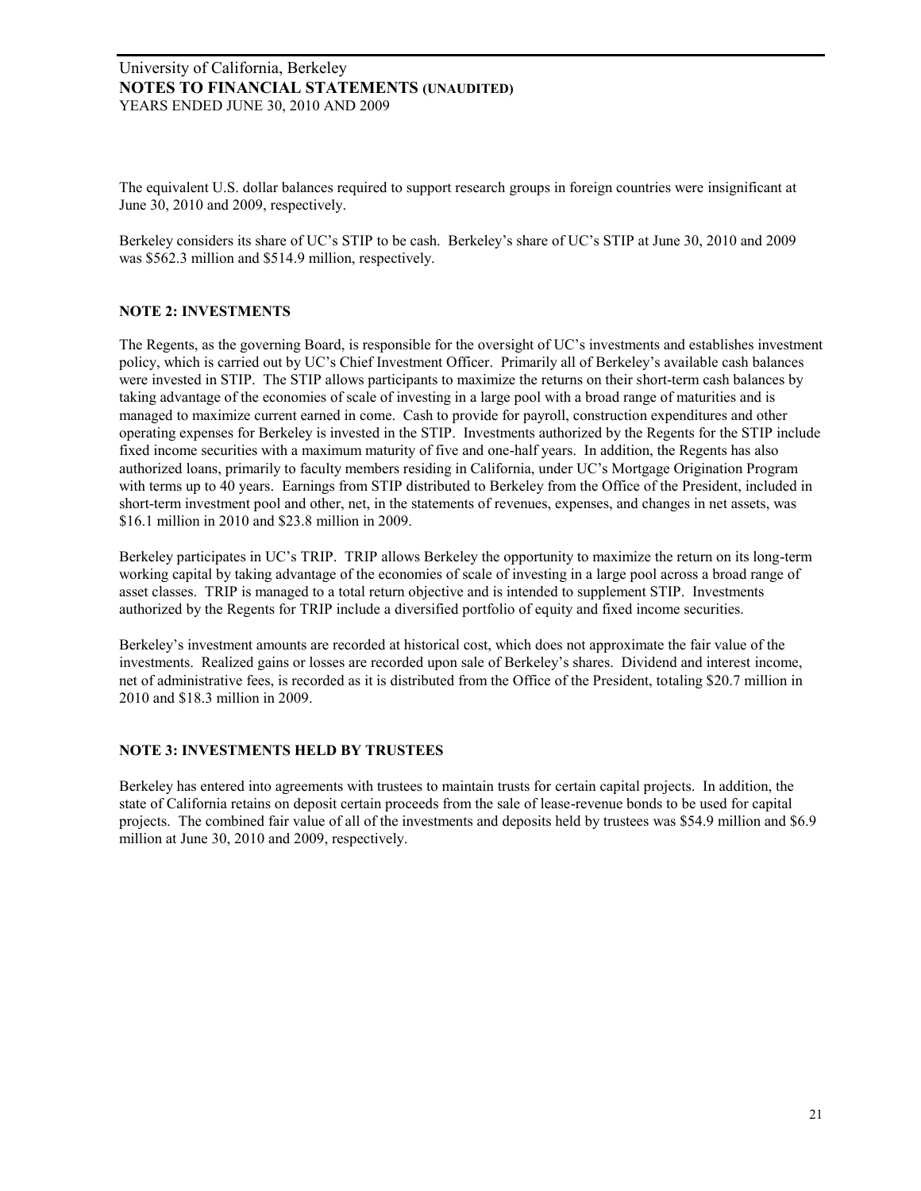The equivalent U.S. dollar balances required to support research groups in foreign countries were insignificant at June 30, 2010 and 2009, respectively.

Berkeley considers its share of UC's STIP to be cash. Berkeley's share of UC's STIP at June 30, 2010 and 2009 was $562.3 million and $514.9 million, respectively.

## NOTE 2: INVESTMENTS

The Regents, as the governing Board, is responsible for the oversight of UC's investments and establishes investment policy, which is carried out by UC's Chief Investment Officer. Primarily all of Berkeley's available cash balances were invested in STIP. The STIP allows participants to maximize the returns on their short-term cash balances by taking advantage of the economies of scale of investing in a large pool with a broad range of maturities and is managed to maximize current earned in come. Cash to provide for payroll, construction expenditures and other operating expenses for Berkeley is invested in the STIP. Investments authorized by the Regents for the STIP include fixed income securities with a maximum maturity of five and one-half years. In addition, the Regents has also authorized loans, primarily to faculty members residing in California, under UC's Mortgage Origination Program with terms up to 40 years. Earnings from STIP distributed to Berkeley from the Office of the President, included in short-term investment pool and other, net, in the statements of revenues, expenses, and changes in net assets, was $16.1 million in 2010 and $23.8 million in 2009.

Berkeley participates in UC's TRIP. TRIP allows Berkeley the opportunity to maximize the return on its long-term working capital by taking advantage of the economies of scale of investing in a large pool across a broad range of asset classes. TRIP is managed to a total return objective and is intended to supplement STIP. Investments authorized by the Regents for TRIP include a diversified portfolio of equity and fixed income securities.

Berkeley's investment amounts are recorded at historical cost, which does not approximate the fair value of the investments. Realized gains or losses are recorded upon sale of Berkeley's shares. Dividend and interest income, net of administrative fees, is recorded as it is distributed from the Office of the President, totaling $20.7 million in 2010 and $18.3 million in 2009.

## NOTE 3: INVESTMENTS HELD BY TRUSTEES

Berkeley has entered into agreements with trustees to maintain trusts for certain capital projects. In addition, the state of California retains on deposit certain proceeds from the sale of lease-revenue bonds to be used for capital projects. The combined fair value of all of the investments and deposits held by trustees was $54.9 million and $6.9 million at June 30, 2010 and 2009, respectively.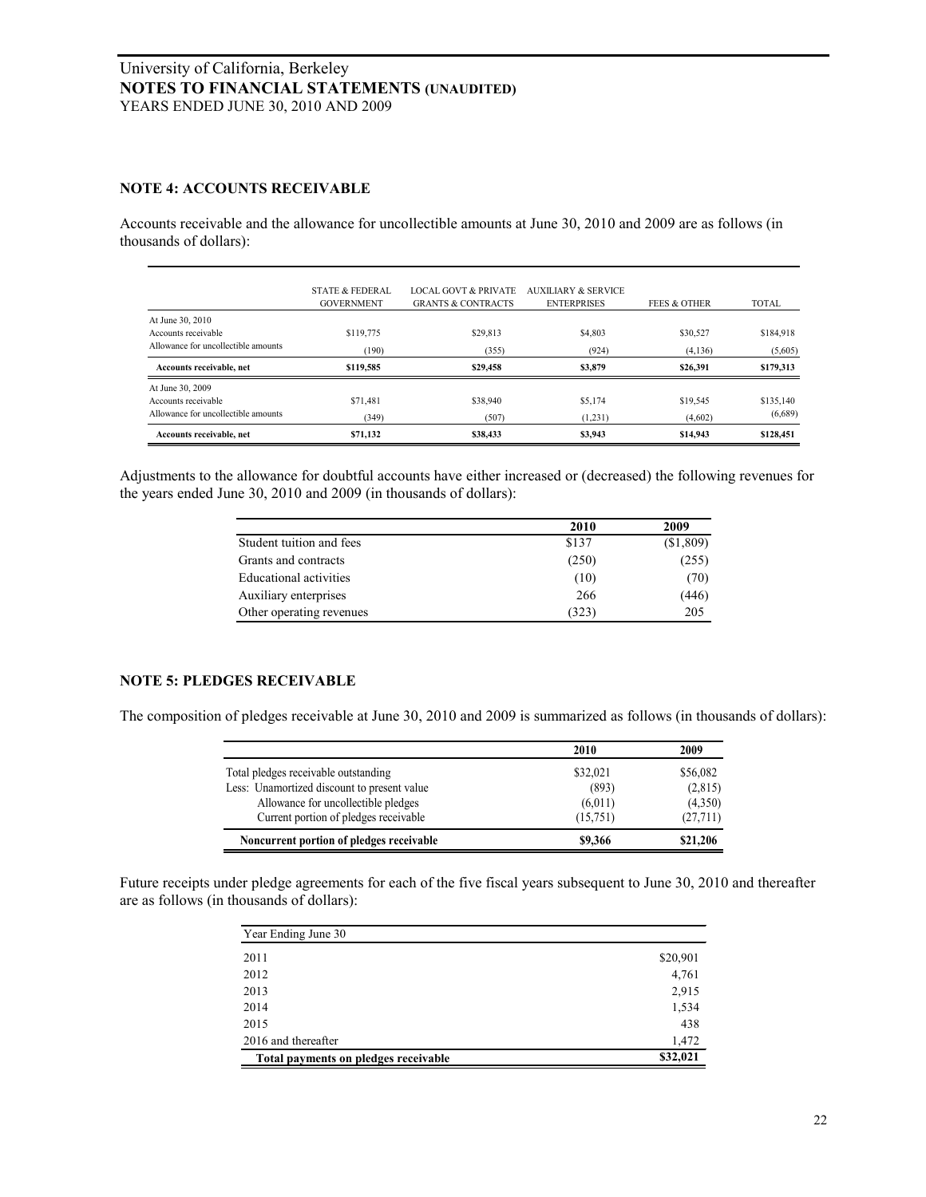## NOTE 4: ACCOUNTS RECEIVABLE

Accounts receivable and the allowance for uncollectible amounts at June 30, 2010 and 2009 are as follows (in thousands of dollars):

| | STATE & FEDERAL GOVERNMENT | LOCAL GOVT & PRIVATE GRANTS & CONTRACTS | AUXILIARY & SERVICE ENTERPRISES | FEES & OTHER | TOTAL |
|---|---|---|---|---|---|
| At June 30, 2010 | | | | | |
| Accounts receivable | $119,775 | $29,813 | $4,803 | $30,527 | $184,918 |
| Allowance for uncollectible amounts | (190) | (355) | (924) | (4,136) | (5,605) |
| **Accounts receivable, net** | **$119,585** | **$29,458** | **$3,879** | **$26,391** | **$179,313** |
| At June 30, 2009 | | | | | |
| Accounts receivable | $71,481 | $38,940 | $5,174 | $19,545 | $135,140 |
| Allowance for uncollectible amounts | (349) | (507) | (1,231) | (4,602) | (6,689) |
| **Accounts receivable, net** | **$71,132** | **$38,433** | **$3,943** | **$14,943** | **$128,451** |

Adjustments to the allowance for doubtful accounts have either increased or (decreased) the following revenues for the years ended June 30, 2010 and 2009 (in thousands of dollars):

| | 2010 | 2009 |
|---|---|---|
| Student tuition and fees | $137 | ($1,809) |
| Grants and contracts | (250) | (255) |
| Educational activities | (10) | (70) |
| Auxiliary enterprises | 266 | (446) |
| Other operating revenues | (323) | 205 |

## NOTE 5: PLEDGES RECEIVABLE

The composition of pledges receivable at June 30, 2010 and 2009 is summarized as follows (in thousands of dollars):

| | 2010 | 2009 |
|---|---|---|
| Total pledges receivable outstanding | $32,021 | $56,082 |
| Less: Unamortized discount to present value | (893) | (2,815) |
| Allowance for uncollectible pledges | (6,011) | (4,350) |
| Current portion of pledges receivable | (15,751) | (27,711) |
| **Noncurrent portion of pledges receivable** | **$9,366** | **$21,206** |

Future receipts under pledge agreements for each of the five fiscal years subsequent to June 30, 2010 and thereafter are as follows (in thousands of dollars):

| Year Ending June 30 | |
|---|---|
| 2011 | $20,901 |
| 2012 | 4,761 |
| 2013 | 2,915 |
| 2014 | 1,534 |
| 2015 | 438 |
| 2016 and thereafter | 1,472 |
| **Total payments on pledges receivable** | **$32,021** |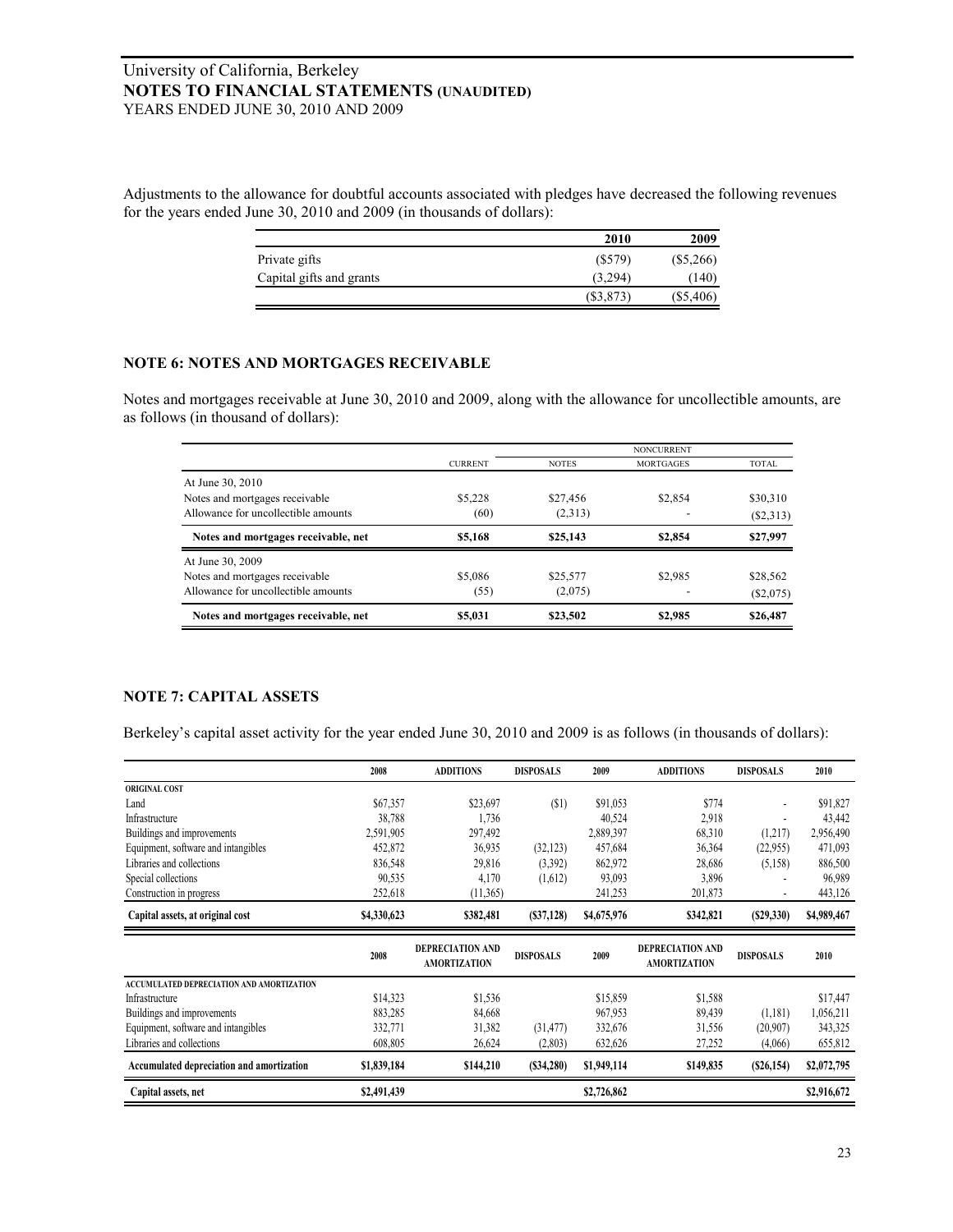Adjustments to the allowance for doubtful accounts associated with pledges have decreased the following revenues for the years ended June 30, 2010 and 2009 (in thousands of dollars):

| | 2010 | 2009 |
|---|---|---|
| Private gifts | ($579) | ($5,266) |
| Capital gifts and grants | (3,294) | (140) |
| | ($3,873) | ($5,406) |

## NOTE 6: NOTES AND MORTGAGES RECEIVABLE

Notes and mortgages receivable at June 30, 2010 and 2009, along with the allowance for uncollectible amounts, are as follows (in thousand of dollars):

| | | NONCURRENT | | |
|---|---|---|---|---|
| | CURRENT | NOTES | MORTGAGES | TOTAL |
| At June 30, 2010 | | | | |
| Notes and mortgages receivable | $5,228 | $27,456 | $2,854 | $30,310 |
| Allowance for uncollectible amounts | (60) | (2,313) | - | ($2,313) |
| **Notes and mortgages receivable, net** | **$5,168** | **$25,143** | **$2,854** | **$27,997** |
| At June 30, 2009 | | | | |
| Notes and mortgages receivable | $5,086 | $25,577 | $2,985 | $28,562 |
| Allowance for uncollectible amounts | (55) | (2,075) | - | ($2,075) |
| **Notes and mortgages receivable, net** | **$5,031** | **$23,502** | **$2,985** | **$26,487** |

## NOTE 7: CAPITAL ASSETS

Berkeley's capital asset activity for the year ended June 30, 2010 and 2009 is as follows (in thousands of dollars):

| | 2008 | ADDITIONS | DISPOSALS | 2009 | ADDITIONS | DISPOSALS | 2010 |
|---|---|---|---|---|---|---|---|
| **ORIGINAL COST** | | | | | | | |
| Land | $67,357 | $23,697 | ($1) | $91,053 | $774 | - | $91,827 |
| Infrastructure | 38,788 | 1,736 | | 40,524 | 2,918 | - | 43,442 |
| Buildings and improvements | 2,591,905 | 297,492 | | 2,889,397 | 68,310 | (1,217) | 2,956,490 |
| Equipment, software and intangibles | 452,872 | 36,935 | (32,123) | 457,684 | 36,364 | (22,955) | 471,093 |
| Libraries and collections | 836,548 | 29,816 | (3,392) | 862,972 | 28,686 | (5,158) | 886,500 |
| Special collections | 90,535 | 4,170 | (1,612) | 93,093 | 3,896 | - | 96,989 |
| Construction in progress | 252,618 | (11,365) | | 241,253 | 201,873 | - | 443,126 |
| **Capital assets, at original cost** | **$4,330,623** | **$382,481** | **($37,128)** | **$4,675,976** | **$342,821** | **($29,330)** | **$4,989,467** |
| | **2008** | **DEPRECIATION AND AMORTIZATION** | **DISPOSALS** | **2009** | **DEPRECIATION AND AMORTIZATION** | **DISPOSALS** | **2010** |
| **ACCUMULATED DEPRECIATION AND AMORTIZATION** | | | | | | | |
| Infrastructure | $14,323 | $1,536 | | $15,859 | $1,588 | | $17,447 |
| Buildings and improvements | 883,285 | 84,668 | | 967,953 | 89,439 | (1,181) | 1,056,211 |
| Equipment, software and intangibles | 332,771 | 31,382 | (31,477) | 332,676 | 31,556 | (20,907) | 343,325 |
| Libraries and collections | 608,805 | 26,624 | (2,803) | 632,626 | 27,252 | (4,066) | 655,812 |
| **Accumulated depreciation and amortization** | **$1,839,184** | **$144,210** | **($34,280)** | **$1,949,114** | **$149,835** | **($26,154)** | **$2,072,795** |
| **Capital assets, net** | **$2,491,439** | | | **$2,726,862** | | | **$2,916,672** |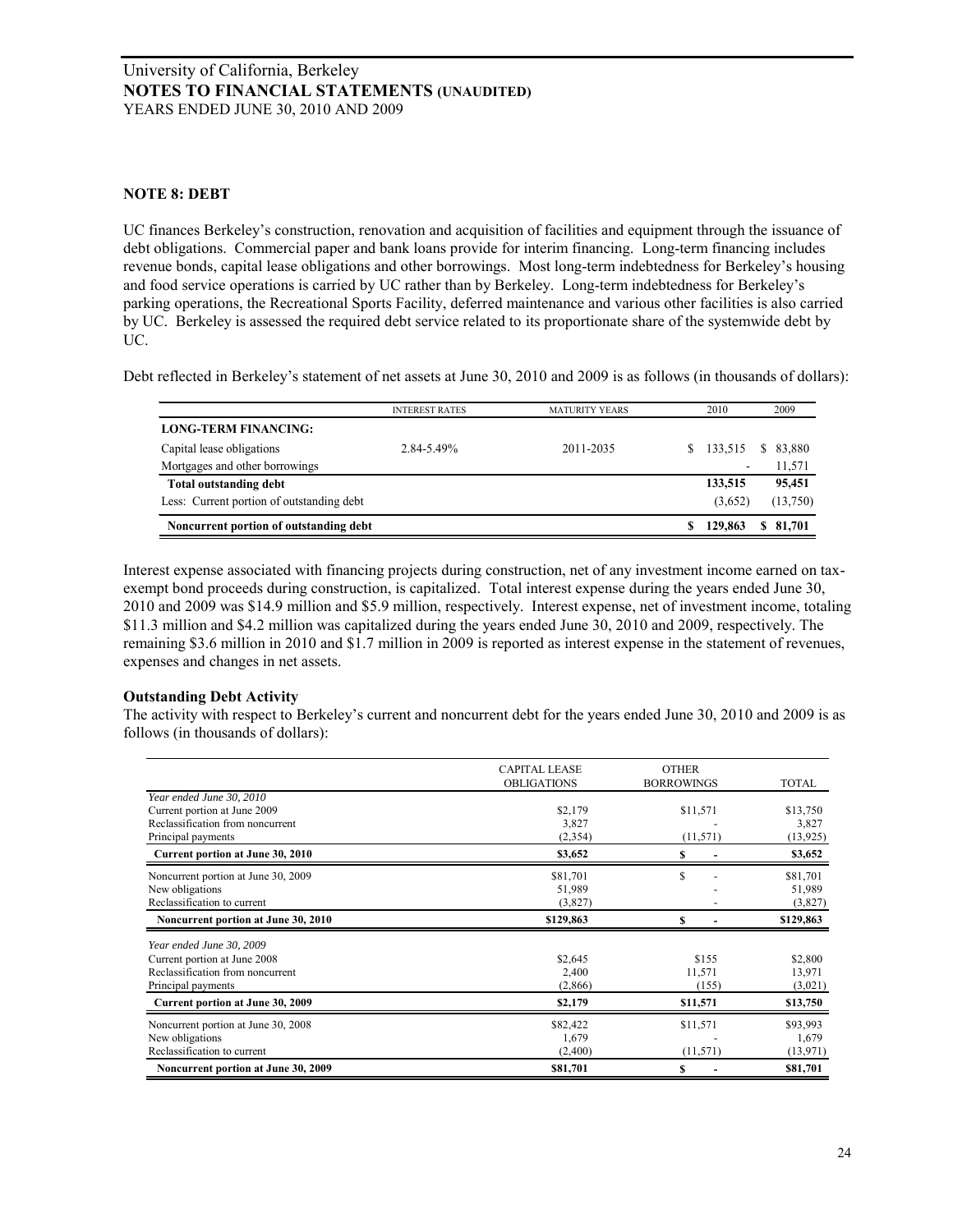University of California, Berkeley
**NOTES TO FINANCIAL STATEMENTS (UNAUDITED)**
YEARS ENDED JUNE 30, 2010 AND 2009

## NOTE 8: DEBT

UC finances Berkeley's construction, renovation and acquisition of facilities and equipment through the issuance of debt obligations. Commercial paper and bank loans provide for interim financing. Long-term financing includes revenue bonds, capital lease obligations and other borrowings. Most long-term indebtedness for Berkeley's housing and food service operations is carried by UC rather than by Berkeley. Long-term indebtedness for Berkeley's parking operations, the Recreational Sports Facility, deferred maintenance and various other facilities is also carried by UC. Berkeley is assessed the required debt service related to its proportionate share of the systemwide debt by UC.

Debt reflected in Berkeley's statement of net assets at June 30, 2010 and 2009 is as follows (in thousands of dollars):

| | INTEREST RATES | MATURITY YEARS | 2010 | 2009 |
|---|---|---|---|---|
| **LONG-TERM FINANCING:** | | | | |
| Capital lease obligations | 2.84-5.49% | 2011-2035 | $ 133,515 | $ 83,880 |
| Mortgages and other borrowings | | | - | 11,571 |
| **Total outstanding debt** | | | **133,515** | **95,451** |
| Less: Current portion of outstanding debt | | | (3,652) | (13,750) |
| **Noncurrent portion of outstanding debt** | | | **$ 129,863** | **$ 81,701** |

Interest expense associated with financing projects during construction, net of any investment income earned on tax-exempt bond proceeds during construction, is capitalized. Total interest expense during the years ended June 30, 2010 and 2009 was $14.9 million and $5.9 million, respectively. Interest expense, net of investment income, totaling $11.3 million and $4.2 million was capitalized during the years ended June 30, 2010 and 2009, respectively. The remaining $3.6 million in 2010 and $1.7 million in 2009 is reported as interest expense in the statement of revenues, expenses and changes in net assets.

### Outstanding Debt Activity

The activity with respect to Berkeley's current and noncurrent debt for the years ended June 30, 2010 and 2009 is as follows (in thousands of dollars):

| | CAPITAL LEASE OBLIGATIONS | OTHER BORROWINGS | TOTAL |
|---|---|---|---|
| *Year ended June 30, 2010* | | | |
| Current portion at June 2009 | $2,179 | $11,571 | $13,750 |
| Reclassification from noncurrent | 3,827 | - | 3,827 |
| Principal payments | (2,354) | (11,571) | (13,925) |
| **Current portion at June 30, 2010** | **$3,652** | **$ -** | **$3,652** |
| Noncurrent portion at June 30, 2009 | $81,701 | $ - | $81,701 |
| New obligations | 51,989 | - | 51,989 |
| Reclassification to current | (3,827) | - | (3,827) |
| **Noncurrent portion at June 30, 2010** | **$129,863** | **$ -** | **$129,863** |
| *Year ended June 30, 2009* | | | |
| Current portion at June 2008 | $2,645 | $155 | $2,800 |
| Reclassification from noncurrent | 2,400 | 11,571 | 13,971 |
| Principal payments | (2,866) | (155) | (3,021) |
| **Current portion at June 30, 2009** | **$2,179** | **$11,571** | **$13,750** |
| Noncurrent portion at June 30, 2008 | $82,422 | $11,571 | $93,993 |
| New obligations | 1,679 | - | 1,679 |
| Reclassification to current | (2,400) | (11,571) | (13,971) |
| **Noncurrent portion at June 30, 2009** | **$81,701** | **$ -** | **$81,701** |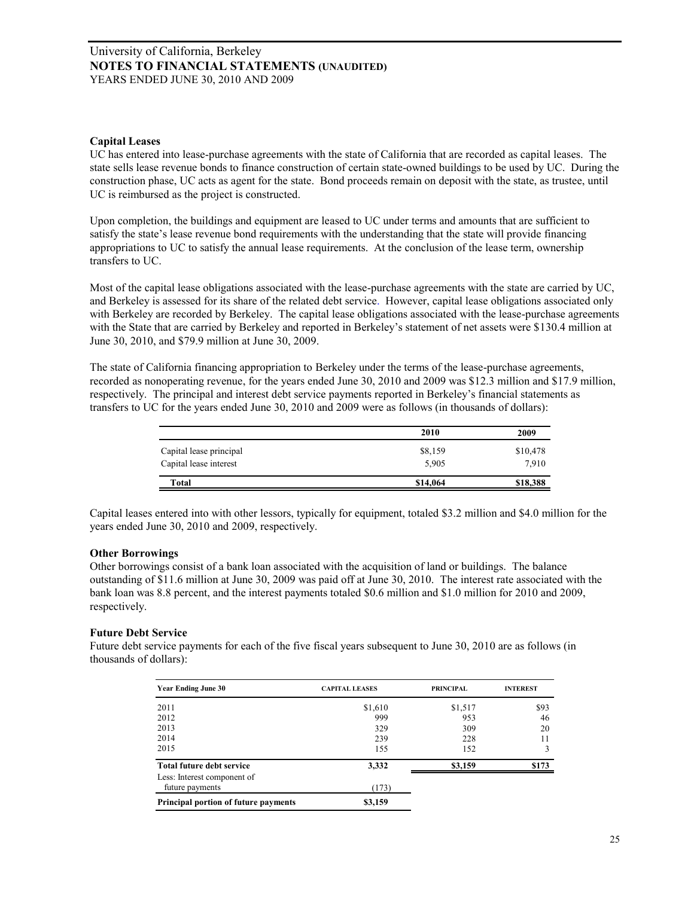University of California, Berkeley
**NOTES TO FINANCIAL STATEMENTS (UNAUDITED)**
YEARS ENDED JUNE 30, 2010 AND 2009

### Capital Leases

UC has entered into lease-purchase agreements with the state of California that are recorded as capital leases. The state sells lease revenue bonds to finance construction of certain state-owned buildings to be used by UC. During the construction phase, UC acts as agent for the state. Bond proceeds remain on deposit with the state, as trustee, until UC is reimbursed as the project is constructed.

Upon completion, the buildings and equipment are leased to UC under terms and amounts that are sufficient to satisfy the state's lease revenue bond requirements with the understanding that the state will provide financing appropriations to UC to satisfy the annual lease requirements. At the conclusion of the lease term, ownership transfers to UC.

Most of the capital lease obligations associated with the lease-purchase agreements with the state are carried by UC, and Berkeley is assessed for its share of the related debt service. However, capital lease obligations associated only with Berkeley are recorded by Berkeley. The capital lease obligations associated with the lease-purchase agreements with the State that are carried by Berkeley and reported in Berkeley's statement of net assets were $130.4 million at June 30, 2010, and $79.9 million at June 30, 2009.

The state of California financing appropriation to Berkeley under the terms of the lease-purchase agreements, recorded as nonoperating revenue, for the years ended June 30, 2010 and 2009 was $12.3 million and $17.9 million, respectively. The principal and interest debt service payments reported in Berkeley's financial statements as transfers to UC for the years ended June 30, 2010 and 2009 were as follows (in thousands of dollars):

| | 2010 | 2009 |
|---|---|---|
| Capital lease principal | $8,159 | $10,478 |
| Capital lease interest | 5,905 | 7,910 |
| **Total** | **$14,064** | **$18,388** |

Capital leases entered into with other lessors, typically for equipment, totaled $3.2 million and $4.0 million for the years ended June 30, 2010 and 2009, respectively.

### Other Borrowings

Other borrowings consist of a bank loan associated with the acquisition of land or buildings. The balance outstanding of $11.6 million at June 30, 2009 was paid off at June 30, 2010. The interest rate associated with the bank loan was 8.8 percent, and the interest payments totaled $0.6 million and $1.0 million for 2010 and 2009, respectively.

### Future Debt Service

Future debt service payments for each of the five fiscal years subsequent to June 30, 2010 are as follows (in thousands of dollars):

| Year Ending June 30 | CAPITAL LEASES | PRINCIPAL | INTEREST |
|---|---|---|---|
| 2011 | $1,610 | $1,517 | $93 |
| 2012 | 999 | 953 | 46 |
| 2013 | 329 | 309 | 20 |
| 2014 | 239 | 228 | 11 |
| 2015 | 155 | 152 | 3 |
| **Total future debt service** | **3,332** | **$3,159** | **$173** |
| Less: Interest component of future payments | (173) | | |
| **Principal portion of future payments** | **$3,159** | | |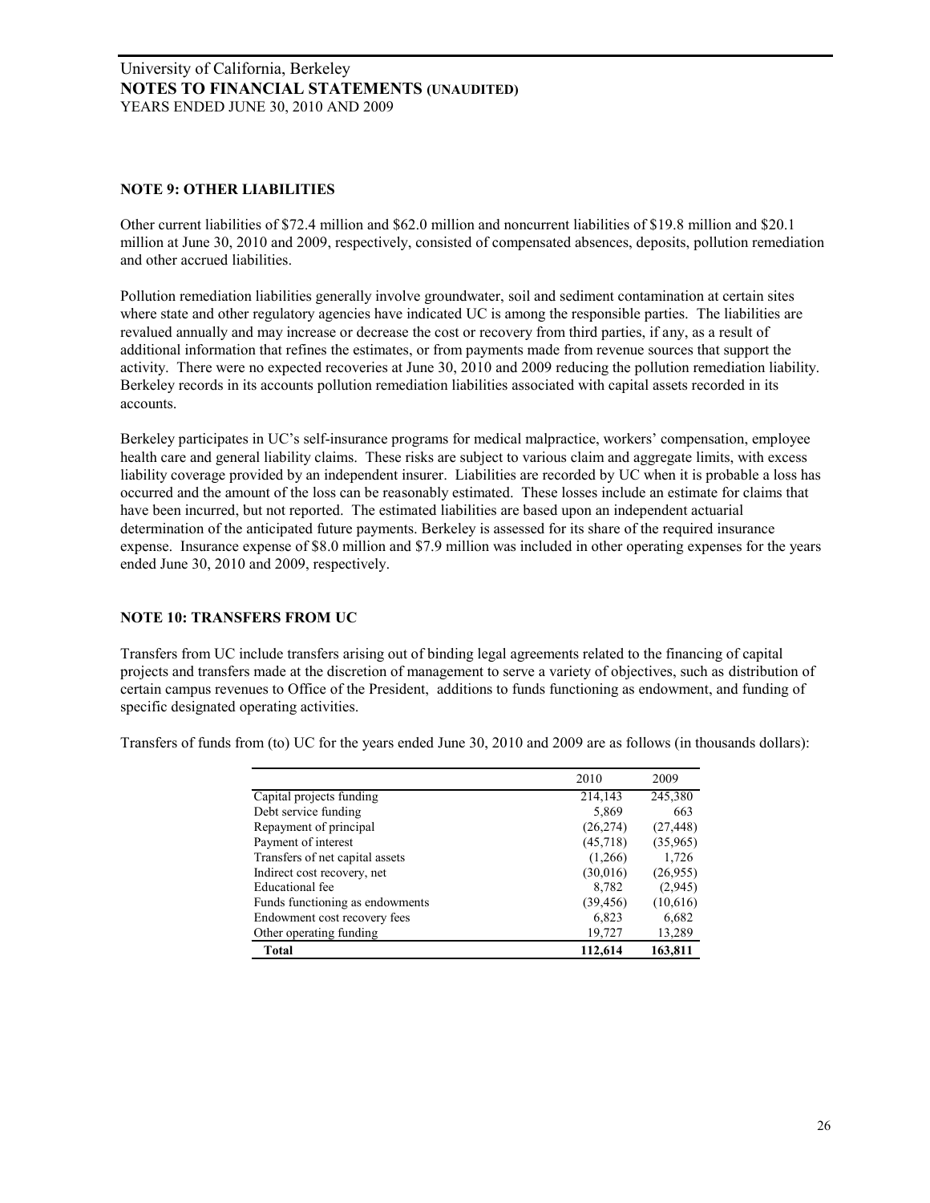University of California, Berkeley
**NOTES TO FINANCIAL STATEMENTS (UNAUDITED)**
YEARS ENDED JUNE 30, 2010 AND 2009

## NOTE 9: OTHER LIABILITIES

Other current liabilities of $72.4 million and $62.0 million and noncurrent liabilities of $19.8 million and $20.1 million at June 30, 2010 and 2009, respectively, consisted of compensated absences, deposits, pollution remediation and other accrued liabilities.

Pollution remediation liabilities generally involve groundwater, soil and sediment contamination at certain sites where state and other regulatory agencies have indicated UC is among the responsible parties. The liabilities are revalued annually and may increase or decrease the cost or recovery from third parties, if any, as a result of additional information that refines the estimates, or from payments made from revenue sources that support the activity. There were no expected recoveries at June 30, 2010 and 2009 reducing the pollution remediation liability. Berkeley records in its accounts pollution remediation liabilities associated with capital assets recorded in its accounts.

Berkeley participates in UC's self-insurance programs for medical malpractice, workers' compensation, employee health care and general liability claims. These risks are subject to various claim and aggregate limits, with excess liability coverage provided by an independent insurer. Liabilities are recorded by UC when it is probable a loss has occurred and the amount of the loss can be reasonably estimated. These losses include an estimate for claims that have been incurred, but not reported. The estimated liabilities are based upon an independent actuarial determination of the anticipated future payments. Berkeley is assessed for its share of the required insurance expense. Insurance expense of $8.0 million and $7.9 million was included in other operating expenses for the years ended June 30, 2010 and 2009, respectively.

## NOTE 10: TRANSFERS FROM UC

Transfers from UC include transfers arising out of binding legal agreements related to the financing of capital projects and transfers made at the discretion of management to serve a variety of objectives, such as distribution of certain campus revenues to Office of the President, additions to funds functioning as endowment, and funding of specific designated operating activities.

Transfers of funds from (to) UC for the years ended June 30, 2010 and 2009 are as follows (in thousands dollars):

| | 2010 | 2009 |
|---|---|---|
| Capital projects funding | 214,143 | 245,380 |
| Debt service funding | 5,869 | 663 |
| Repayment of principal | (26,274) | (27,448) |
| Payment of interest | (45,718) | (35,965) |
| Transfers of net capital assets | (1,266) | 1,726 |
| Indirect cost recovery, net | (30,016) | (26,955) |
| Educational fee | 8,782 | (2,945) |
| Funds functioning as endowments | (39,456) | (10,616) |
| Endowment cost recovery fees | 6,823 | 6,682 |
| Other operating funding | 19,727 | 13,289 |
| **Total** | **112,614** | **163,811** |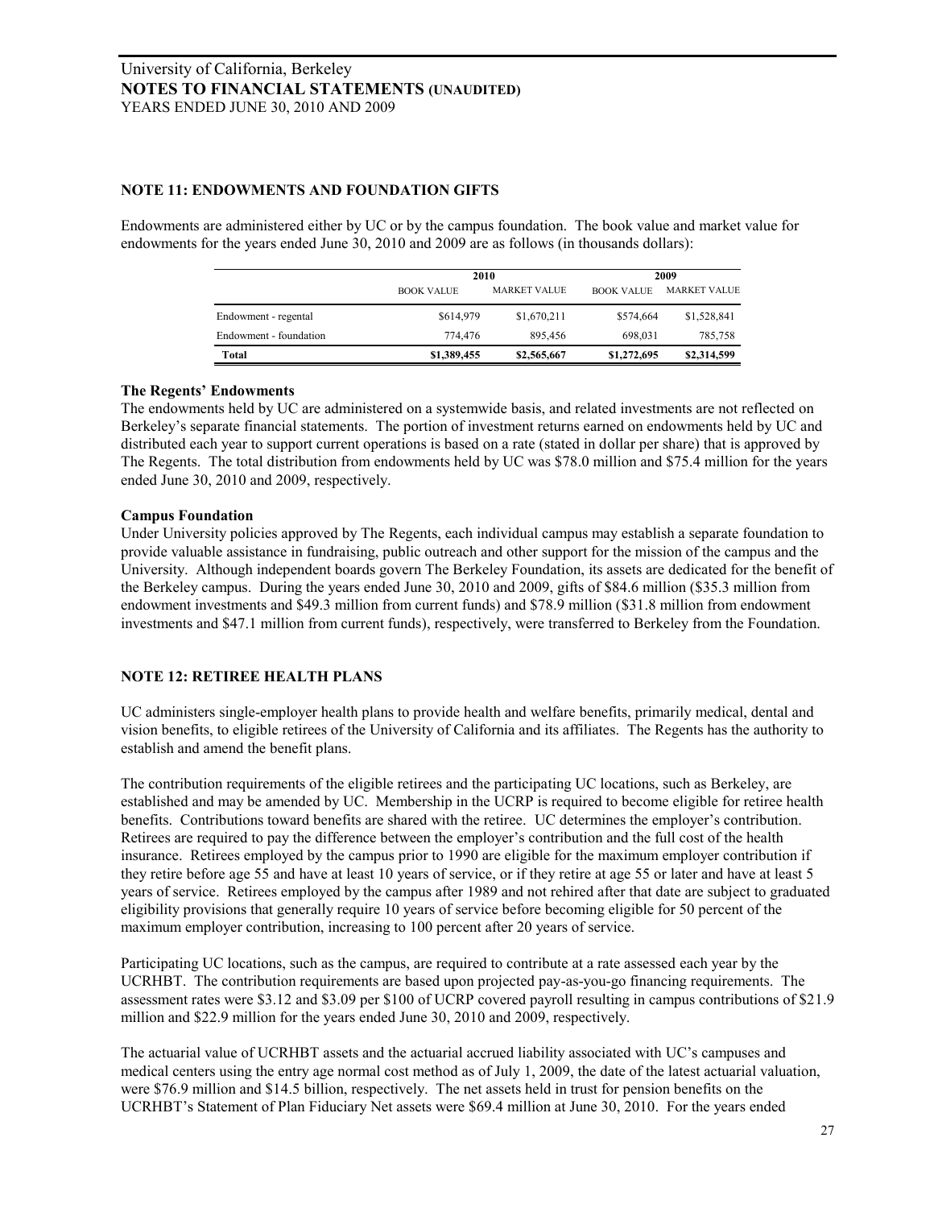## NOTE 11: ENDOWMENTS AND FOUNDATION GIFTS

Endowments are administered either by UC or by the campus foundation. The book value and market value for endowments for the years ended June 30, 2010 and 2009 are as follows (in thousands dollars):

| | 2010 | | 2009 | |
|---|---|---|---|---|
| | BOOK VALUE | MARKET VALUE | BOOK VALUE | MARKET VALUE |
| Endowment - regental | $614,979 | $1,670,211 | $574,664 | $1,528,841 |
| Endowment - foundation | 774,476 | 895,456 | 698,031 | 785,758 |
| **Total** | **$1,389,455** | **$2,565,667** | **$1,272,695** | **$2,314,599** |

**The Regents' Endowments**

The endowments held by UC are administered on a systemwide basis, and related investments are not reflected on Berkeley's separate financial statements. The portion of investment returns earned on endowments held by UC and distributed each year to support current operations is based on a rate (stated in dollar per share) that is approved by The Regents. The total distribution from endowments held by UC was $78.0 million and $75.4 million for the years ended June 30, 2010 and 2009, respectively.

**Campus Foundation**

Under University policies approved by The Regents, each individual campus may establish a separate foundation to provide valuable assistance in fundraising, public outreach and other support for the mission of the campus and the University. Although independent boards govern The Berkeley Foundation, its assets are dedicated for the benefit of the Berkeley campus. During the years ended June 30, 2010 and 2009, gifts of $84.6 million ($35.3 million from endowment investments and $49.3 million from current funds) and $78.9 million ($31.8 million from endowment investments and $47.1 million from current funds), respectively, were transferred to Berkeley from the Foundation.

## NOTE 12: RETIREE HEALTH PLANS

UC administers single-employer health plans to provide health and welfare benefits, primarily medical, dental and vision benefits, to eligible retirees of the University of California and its affiliates. The Regents has the authority to establish and amend the benefit plans.

The contribution requirements of the eligible retirees and the participating UC locations, such as Berkeley, are established and may be amended by UC. Membership in the UCRP is required to become eligible for retiree health benefits. Contributions toward benefits are shared with the retiree. UC determines the employer's contribution. Retirees are required to pay the difference between the employer's contribution and the full cost of the health insurance. Retirees employed by the campus prior to 1990 are eligible for the maximum employer contribution if they retire before age 55 and have at least 10 years of service, or if they retire at age 55 or later and have at least 5 years of service. Retirees employed by the campus after 1989 and not rehired after that date are subject to graduated eligibility provisions that generally require 10 years of service before becoming eligible for 50 percent of the maximum employer contribution, increasing to 100 percent after 20 years of service.

Participating UC locations, such as the campus, are required to contribute at a rate assessed each year by the UCRHBT. The contribution requirements are based upon projected pay-as-you-go financing requirements. The assessment rates were $3.12 and $3.09 per $100 of UCRP covered payroll resulting in campus contributions of $21.9 million and $22.9 million for the years ended June 30, 2010 and 2009, respectively.

The actuarial value of UCRHBT assets and the actuarial accrued liability associated with UC's campuses and medical centers using the entry age normal cost method as of July 1, 2009, the date of the latest actuarial valuation, were $76.9 million and $14.5 billion, respectively. The net assets held in trust for pension benefits on the UCRHBT's Statement of Plan Fiduciary Net assets were $69.4 million at June 30, 2010. For the years ended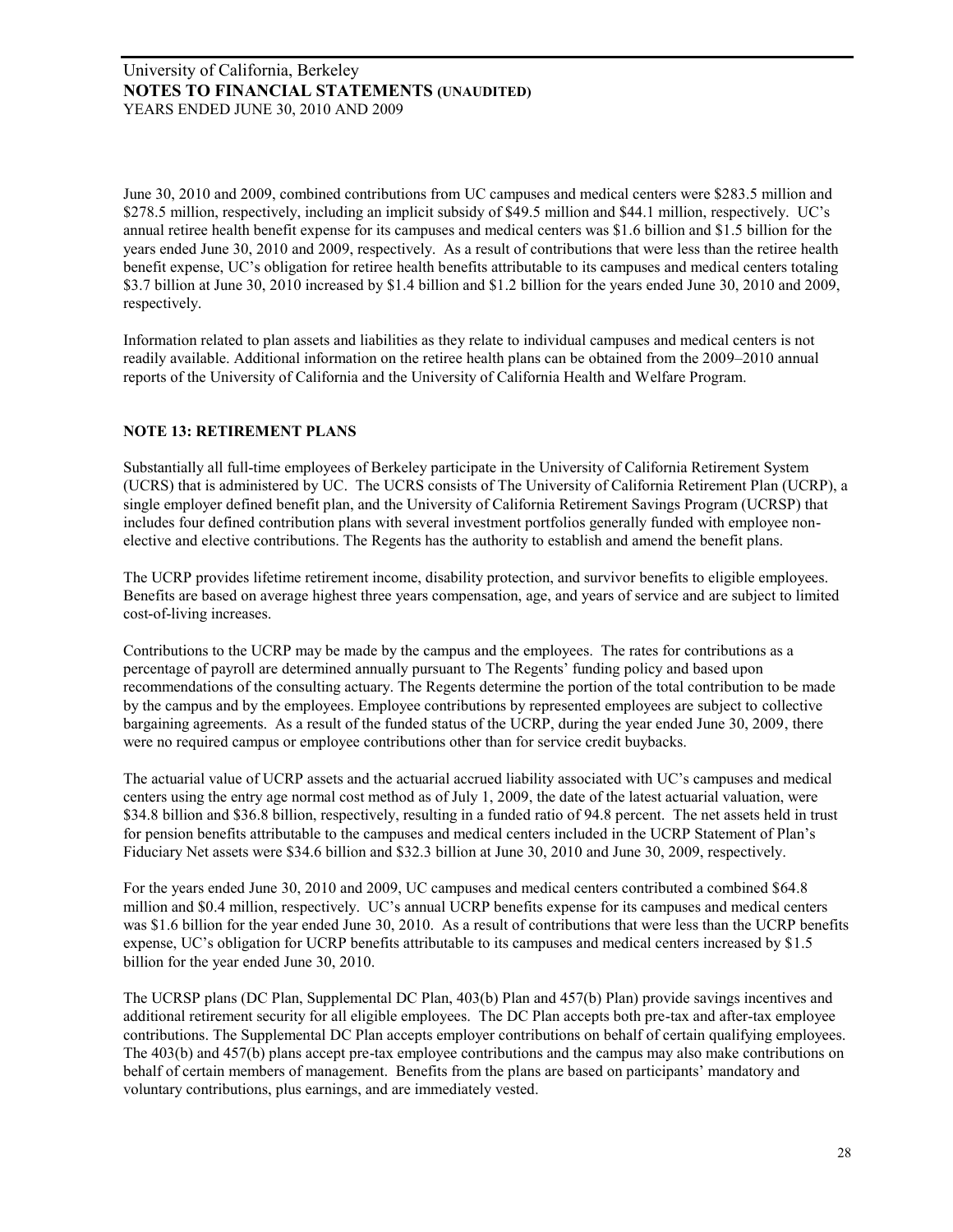June 30, 2010 and 2009, combined contributions from UC campuses and medical centers were \$283.5 million and \$278.5 million, respectively, including an implicit subsidy of \$49.5 million and \$44.1 million, respectively. UC's annual retiree health benefit expense for its campuses and medical centers was \$1.6 billion and \$1.5 billion for the years ended June 30, 2010 and 2009, respectively. As a result of contributions that were less than the retiree health benefit expense, UC's obligation for retiree health benefits attributable to its campuses and medical centers totaling \$3.7 billion at June 30, 2010 increased by \$1.4 billion and \$1.2 billion for the years ended June 30, 2010 and 2009, respectively.

Information related to plan assets and liabilities as they relate to individual campuses and medical centers is not readily available. Additional information on the retiree health plans can be obtained from the 2009–2010 annual reports of the University of California and the University of California Health and Welfare Program.

**NOTE 13: RETIREMENT PLANS**

Substantially all full-time employees of Berkeley participate in the University of California Retirement System (UCRS) that is administered by UC. The UCRS consists of The University of California Retirement Plan (UCRP), a single employer defined benefit plan, and the University of California Retirement Savings Program (UCRSP) that includes four defined contribution plans with several investment portfolios generally funded with employee non-elective and elective contributions. The Regents has the authority to establish and amend the benefit plans.

The UCRP provides lifetime retirement income, disability protection, and survivor benefits to eligible employees. Benefits are based on average highest three years compensation, age, and years of service and are subject to limited cost-of-living increases.

Contributions to the UCRP may be made by the campus and the employees. The rates for contributions as a percentage of payroll are determined annually pursuant to The Regents' funding policy and based upon recommendations of the consulting actuary. The Regents determine the portion of the total contribution to be made by the campus and by the employees. Employee contributions by represented employees are subject to collective bargaining agreements. As a result of the funded status of the UCRP, during the year ended June 30, 2009, there were no required campus or employee contributions other than for service credit buybacks.

The actuarial value of UCRP assets and the actuarial accrued liability associated with UC's campuses and medical centers using the entry age normal cost method as of July 1, 2009, the date of the latest actuarial valuation, were \$34.8 billion and \$36.8 billion, respectively, resulting in a funded ratio of 94.8 percent. The net assets held in trust for pension benefits attributable to the campuses and medical centers included in the UCRP Statement of Plan's Fiduciary Net assets were \$34.6 billion and \$32.3 billion at June 30, 2010 and June 30, 2009, respectively.

For the years ended June 30, 2010 and 2009, UC campuses and medical centers contributed a combined \$64.8 million and \$0.4 million, respectively. UC's annual UCRP benefits expense for its campuses and medical centers was \$1.6 billion for the year ended June 30, 2010. As a result of contributions that were less than the UCRP benefits expense, UC's obligation for UCRP benefits attributable to its campuses and medical centers increased by \$1.5 billion for the year ended June 30, 2010.

The UCRSP plans (DC Plan, Supplemental DC Plan, 403(b) Plan and 457(b) Plan) provide savings incentives and additional retirement security for all eligible employees. The DC Plan accepts both pre-tax and after-tax employee contributions. The Supplemental DC Plan accepts employer contributions on behalf of certain qualifying employees. The 403(b) and 457(b) plans accept pre-tax employee contributions and the campus may also make contributions on behalf of certain members of management. Benefits from the plans are based on participants' mandatory and voluntary contributions, plus earnings, and are immediately vested.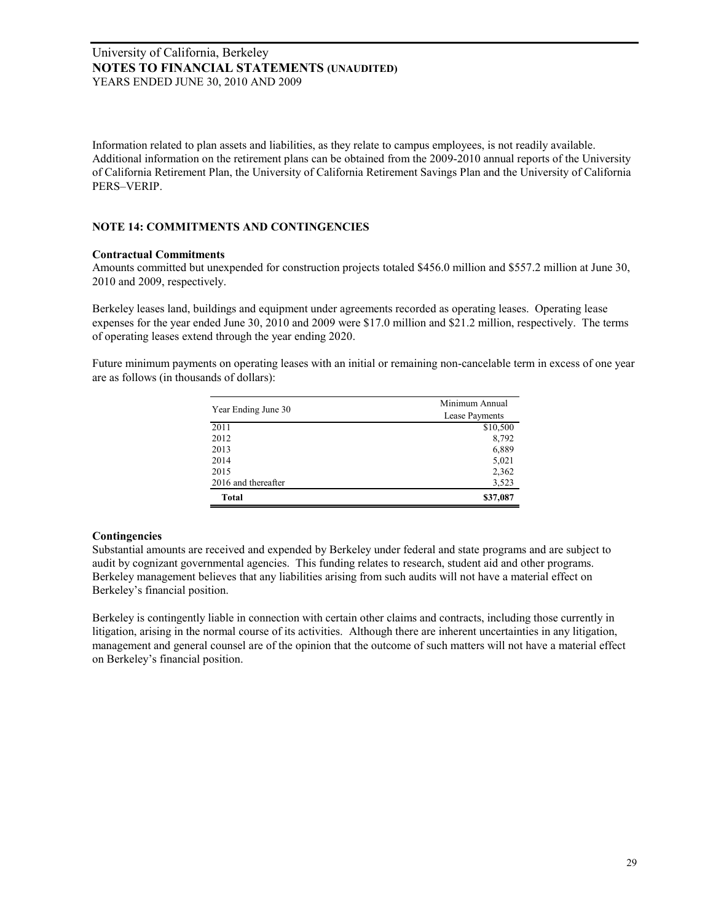Information related to plan assets and liabilities, as they relate to campus employees, is not readily available. Additional information on the retirement plans can be obtained from the 2009-2010 annual reports of the University of California Retirement Plan, the University of California Retirement Savings Plan and the University of California PERS–VERIP.

## NOTE 14: COMMITMENTS AND CONTINGENCIES

### Contractual Commitments

Amounts committed but unexpended for construction projects totaled \$456.0 million and \$557.2 million at June 30, 2010 and 2009, respectively.

Berkeley leases land, buildings and equipment under agreements recorded as operating leases. Operating lease expenses for the year ended June 30, 2010 and 2009 were \$17.0 million and \$21.2 million, respectively. The terms of operating leases extend through the year ending 2020.

Future minimum payments on operating leases with an initial or remaining non-cancelable term in excess of one year are as follows (in thousands of dollars):

| Year Ending June 30 | Minimum Annual Lease Payments |
|---|---|
| 2011 | $10,500 |
| 2012 | 8,792 |
| 2013 | 6,889 |
| 2014 | 5,021 |
| 2015 | 2,362 |
| 2016 and thereafter | 3,523 |
| **Total** | **$37,087** |

### Contingencies

Substantial amounts are received and expended by Berkeley under federal and state programs and are subject to audit by cognizant governmental agencies. This funding relates to research, student aid and other programs. Berkeley management believes that any liabilities arising from such audits will not have a material effect on Berkeley's financial position.

Berkeley is contingently liable in connection with certain other claims and contracts, including those currently in litigation, arising in the normal course of its activities. Although there are inherent uncertainties in any litigation, management and general counsel are of the opinion that the outcome of such matters will not have a material effect on Berkeley's financial position.